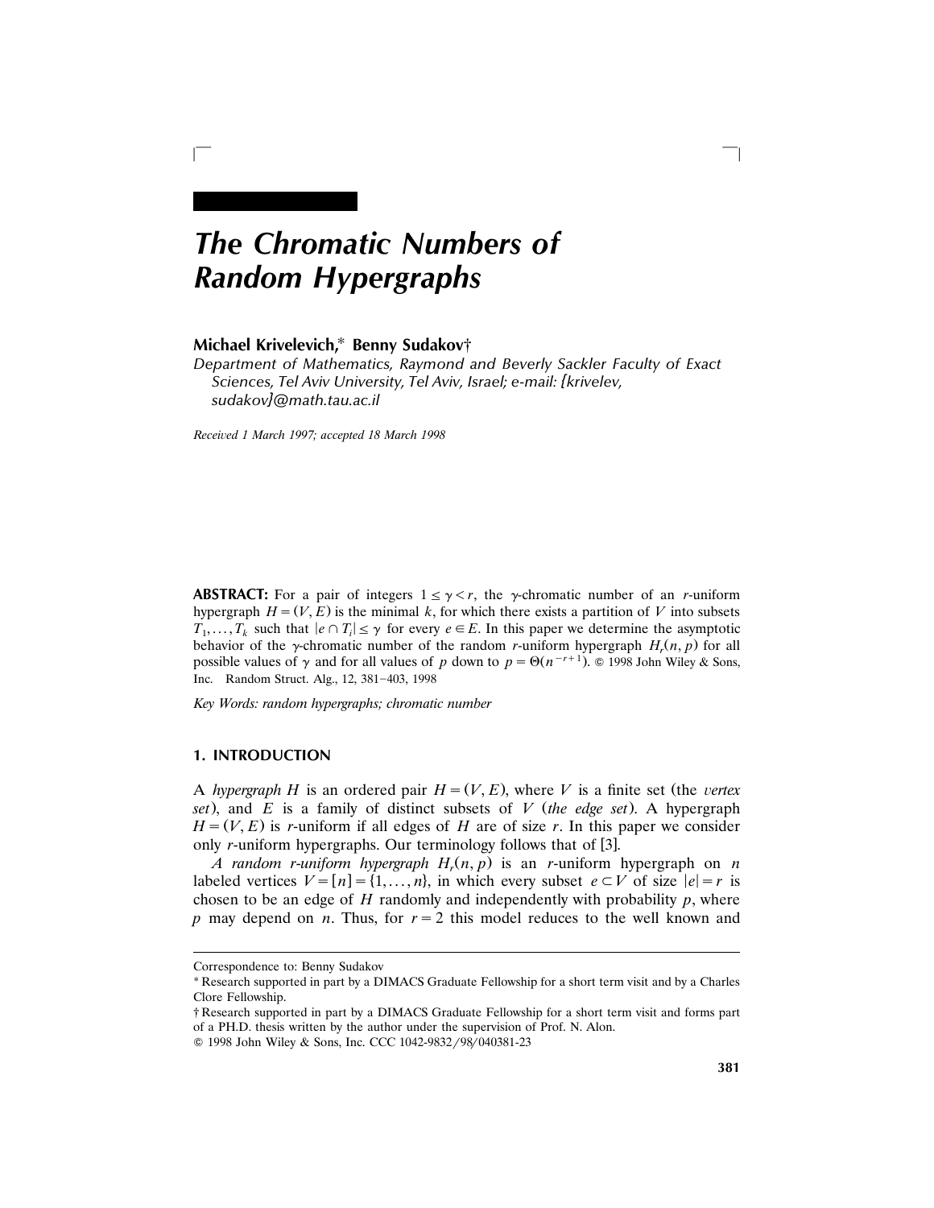# The Chromatic Numbers of Random Hypergraphs

**Michael Krivelevich,* Benny Sudakov†**

*Department of Mathematics, Raymond and Beverly Sackler Faculty of Exact Sciences, Tel Aviv University, Tel Aviv, Israel; e-mail: [krivelev, sudakov]@math.tau.ac.il*

*Received 1 March 1997; accepted 18 March 1998*

**ABSTRACT:** For a pair of integers $1 \le \gamma < r$, the $\gamma$-chromatic number of an $r$-uniform hypergraph $H = (V, E)$ is the minimal $k$, for which there exists a partition of $V$ into subsets $T_1, \dots, T_k$ such that $|e \cap T_i| \le \gamma$ for every $e \in E$. In this paper we determine the asymptotic behavior of the $\gamma$-chromatic number of the random $r$-uniform hypergraph $H_r(n, p)$ for all possible values of $\gamma$ and for all values of $p$ down to $p = \Theta(n^{-r+1})$. © 1998 John Wiley & Sons, Inc. Random Struct. Alg., 12, 381–403, 1998

*Key Words: random hypergraphs; chromatic number*

## 1. INTRODUCTION

A *hypergraph* $H$ is an ordered pair $H = (V, E)$, where $V$ is a finite set (the *vertex set*), and $E$ is a family of distinct subsets of $V$ (*the edge set*). A hypergraph $H = (V, E)$ is $r$-uniform if all edges of $H$ are of size $r$. In this paper we consider only $r$-uniform hypergraphs. Our terminology follows that of [3].

*A random r-uniform hypergraph* $H_r(n, p)$ is an $r$-uniform hypergraph on $n$ labeled vertices $V = [n] = \{1, \dots, n\}$, in which every subset $e \subset V$ of size $|e| = r$ is chosen to be an edge of $H$ randomly and independently with probability $p$, where $p$ may depend on $n$. Thus, for $r = 2$ this model reduces to the well known and

---

Correspondence to: Benny Sudakov

* Research supported in part by a DIMACS Graduate Fellowship for a short term visit and by a Charles Clore Fellowship.

† Research supported in part by a DIMACS Graduate Fellowship for a short term visit and forms part of a PH.D. thesis written by the author under the supervision of Prof. N. Alon.

© 1998 John Wiley & Sons, Inc. CCC 1042-9832/98/040381-23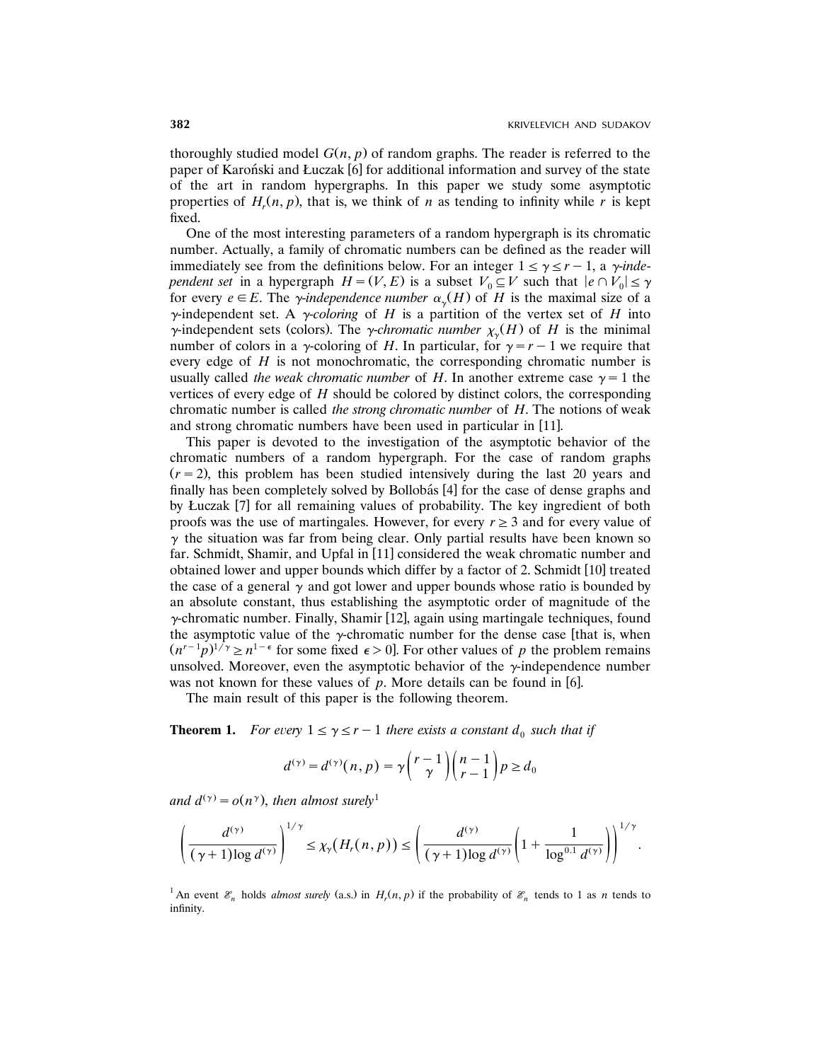thoroughly studied model $G(n, p)$ of random graphs. The reader is referred to the paper of Karoński and Łuczak [6] for additional information and survey of the state of the art in random hypergraphs. In this paper we study some asymptotic properties of $H_r(n, p)$, that is, we think of $n$ as tending to infinity while $r$ is kept fixed.

One of the most interesting parameters of a random hypergraph is its chromatic number. Actually, a family of chromatic numbers can be defined as the reader will immediately see from the definitions below. For an integer $1 \le \gamma \le r-1$, a *$\gamma$-independent set* in a hypergraph $H = (V, E)$ is a subset $V_0 \subseteq V$ such that $|e \cap V_0| \le \gamma$ for every $e \in E$. The *$\gamma$-independence number* $\alpha_\gamma(H)$ of $H$ is the maximal size of a $\gamma$-independent set. A *$\gamma$-coloring* of $H$ is a partition of the vertex set of $H$ into $\gamma$-independent sets (colors). The *$\gamma$-chromatic number* $\chi_\gamma(H)$ of $H$ is the minimal number of colors in a $\gamma$-coloring of $H$. In particular, for $\gamma = r-1$ we require that every edge of $H$ is not monochromatic, the corresponding chromatic number is usually called *the weak chromatic number* of $H$. In another extreme case $\gamma = 1$ the vertices of every edge of $H$ should be colored by distinct colors, the corresponding chromatic number is called *the strong chromatic number* of $H$. The notions of weak and strong chromatic numbers have been used in particular in [11].

This paper is devoted to the investigation of the asymptotic behavior of the chromatic numbers of a random hypergraph. For the case of random graphs ($r = 2$), this problem has been studied intensively during the last 20 years and finally has been completely solved by Bollobás [4] for the case of dense graphs and by Łuczak [7] for all remaining values of probability. The key ingredient of both proofs was the use of martingales. However, for every $r \ge 3$ and for every value of $\gamma$ the situation was far from being clear. Only partial results have been known so far. Schmidt, Shamir, and Upfal in [11] considered the weak chromatic number and obtained lower and upper bounds which differ by a factor of 2. Schmidt [10] treated the case of a general $\gamma$ and got lower and upper bounds whose ratio is bounded by an absolute constant, thus establishing the asymptotic order of magnitude of the $\gamma$-chromatic number. Finally, Shamir [12], again using martingale techniques, found the asymptotic value of the $\gamma$-chromatic number for the dense case [that is, when $(n^{r-1}p)^{1/\gamma} \ge n^{1-\epsilon}$ for some fixed $\epsilon > 0$]. For other values of $p$ the problem remains unsolved. Moreover, even the asymptotic behavior of the $\gamma$-independence number was not known for these values of $p$. More details can be found in [6].

The main result of this paper is the following theorem.

**Theorem 1.** *For every $1 \le \gamma \le r-1$ there exists a constant $d_0$ such that if*

$$d^{(\gamma)} = d^{(\gamma)}(n, p) = \gamma \binom{r-1}{\gamma} \binom{n-1}{r-1} p \ge d_0$$

*and $d^{(\gamma)} = o(n^\gamma)$, then almost surely*[1]

$$\left( \frac{d^{(\gamma)}}{(\gamma+1)\log d^{(\gamma)}} \right)^{1/\gamma} \le \chi_\gamma(H_r(n, p)) \le \left( \frac{d^{(\gamma)}}{(\gamma+1)\log d^{(\gamma)}} \left(1 + \frac{1}{\log^{0.1} d^{(\gamma)}}\right) \right)^{1/\gamma}.$$

[1] An event $\mathscr{E}_n$ holds *almost surely* (a.s.) in $H_r(n, p)$ if the probability of $\mathscr{E}_n$ tends to 1 as $n$ tends to infinity.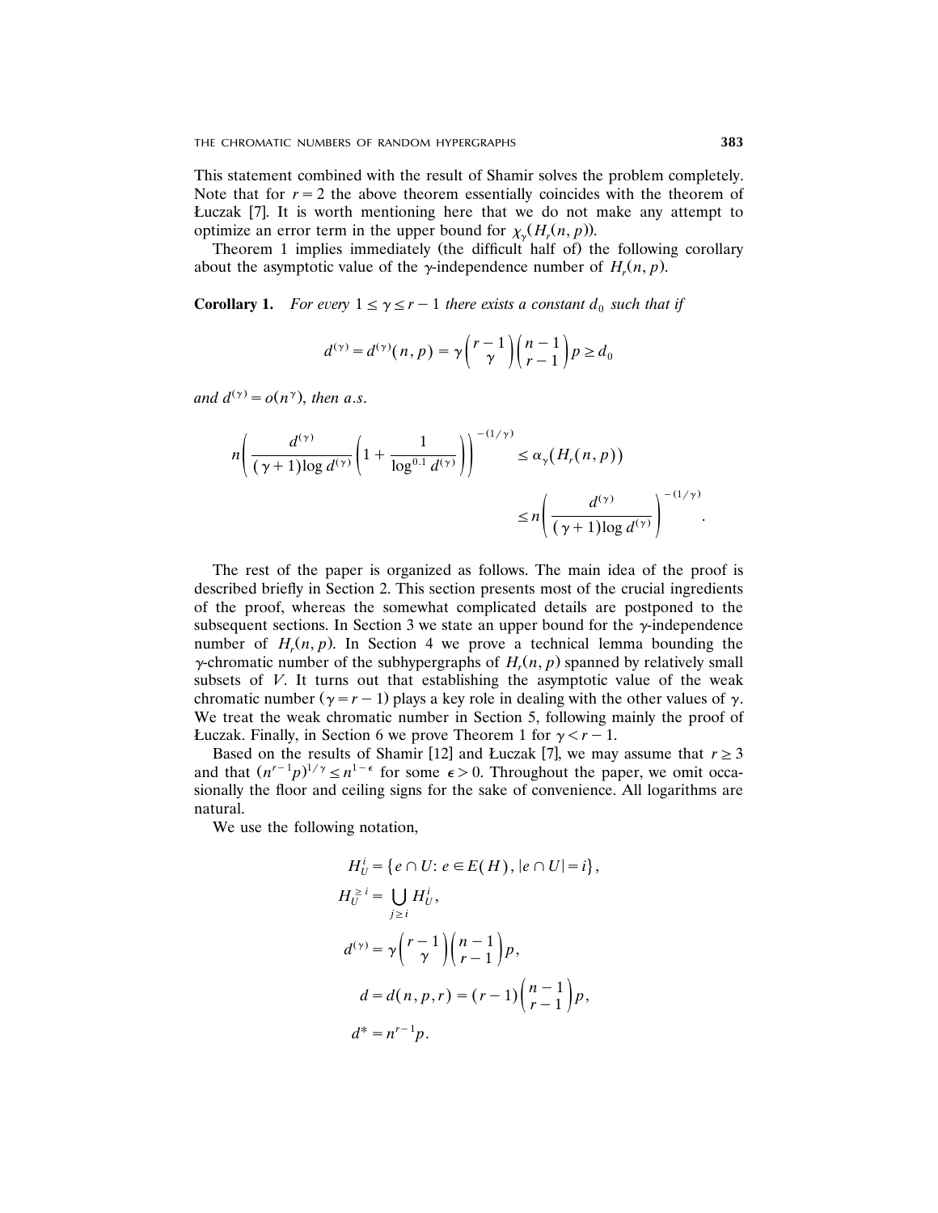This statement combined with the result of Shamir solves the problem completely. Note that for $r = 2$ the above theorem essentially coincides with the theorem of Łuczak [7]. It is worth mentioning here that we do not make any attempt to optimize an error term in the upper bound for $\chi_\gamma(H_r(n,p))$.

Theorem 1 implies immediately (the difficult half of) the following corollary about the asymptotic value of the $\gamma$-independence number of $H_r(n,p)$.

**Corollary 1.** *For every $1 \le \gamma \le r-1$ there exists a constant $d_0$ such that if*

$$d^{(\gamma)} = d^{(\gamma)}(n,p) = \gamma \binom{r-1}{\gamma} \binom{n-1}{r-1} p \ge d_0$$

*and $d^{(\gamma)} = o(n^\gamma)$, then a.s.*

$$n\left( \frac{d^{(\gamma)}}{(\gamma+1)\log d^{(\gamma)}} \left(1 + \frac{1}{\log^{0.1} d^{(\gamma)}}\right)\right)^{-(1/\gamma)} \le \alpha_\gamma(H_r(n,p)) \le n\left( \frac{d^{(\gamma)}}{(\gamma+1)\log d^{(\gamma)}}\right)^{-(1/\gamma)}.$$

The rest of the paper is organized as follows. The main idea of the proof is described briefly in Section 2. This section presents most of the crucial ingredients of the proof, whereas the somewhat complicated details are postponed to the subsequent sections. In Section 3 we state an upper bound for the $\gamma$-independence number of $H_r(n,p)$. In Section 4 we prove a technical lemma bounding the $\gamma$-chromatic number of the subhypergraphs of $H_r(n,p)$ spanned by relatively small subsets of $V$. It turns out that establishing the asymptotic value of the weak chromatic number ($\gamma = r-1$) plays a key role in dealing with the other values of $\gamma$. We treat the weak chromatic number in Section 5, following mainly the proof of Łuczak. Finally, in Section 6 we prove Theorem 1 for $\gamma < r-1$.

Based on the results of Shamir [12] and Łuczak [7], we may assume that $r \ge 3$ and that $(n^{r-1}p)^{1/\gamma} \le n^{1-\epsilon}$ for some $\epsilon > 0$. Throughout the paper, we omit occasionally the floor and ceiling signs for the sake of convenience. All logarithms are natural.

We use the following notation,

$$H_U^i = \{e \cap U \colon e \in E(H), |e \cap U| = i\},$$

$$H_U^{\ge i} = \bigcup_{j \ge i} H_U^j,$$

$$d^{(\gamma)} = \gamma \binom{r-1}{\gamma}\binom{n-1}{r-1} p,$$

$$d = d(n,p,r) = (r-1)\binom{n-1}{r-1} p,$$

$$d^* = n^{r-1}p.$$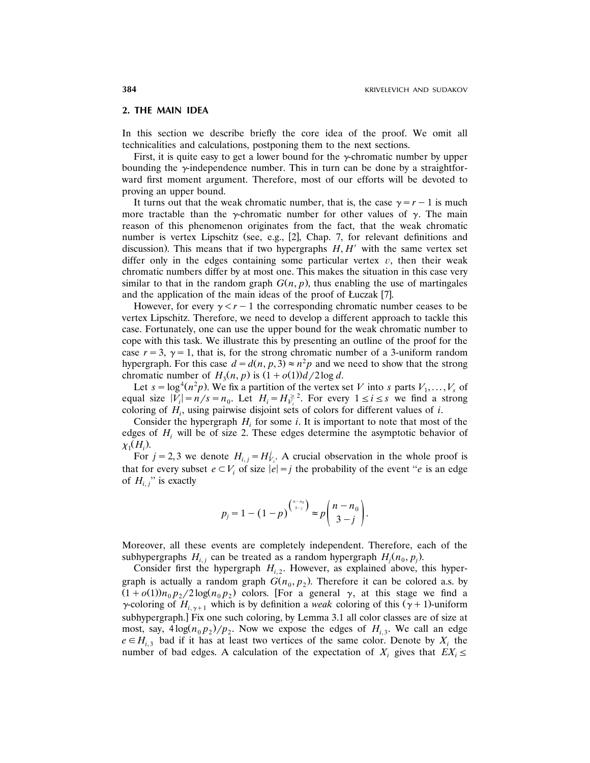## 2. THE MAIN IDEA

In this section we describe briefly the core idea of the proof. We omit all technicalities and calculations, postponing them to the next sections.

First, it is quite easy to get a lower bound for the $\gamma$-chromatic number by upper bounding the $\gamma$-independence number. This in turn can be done by a straightforward first moment argument. Therefore, most of our efforts will be devoted to proving an upper bound.

It turns out that the weak chromatic number, that is, the case $\gamma = r - 1$ is much more tractable than the $\gamma$-chromatic number for other values of $\gamma$. The main reason of this phenomenon originates from the fact, that the weak chromatic number is vertex Lipschitz (see, e.g., [2], Chap. 7, for relevant definitions and discussion). This means that if two hypergraphs $H, H'$ with the same vertex set differ only in the edges containing some particular vertex $v$, then their weak chromatic numbers differ by at most one. This makes the situation in this case very similar to that in the random graph $G(n, p)$, thus enabling the use of martingales and the application of the main ideas of the proof of Łuczak [7].

However, for every $\gamma < r - 1$ the corresponding chromatic number ceases to be vertex Lipschitz. Therefore, we need to develop a different approach to tackle this case. Fortunately, one can use the upper bound for the weak chromatic number to cope with this task. We illustrate this by presenting an outline of the proof for the case $r = 3$, $\gamma = 1$, that is, for the strong chromatic number of a 3-uniform random hypergraph. For this case $d = d(n, p, 3) \approx n^2 p$ and we need to show that the strong chromatic number of $H_3(n, p)$ is $(1 + o(1))d/2\log d$.

Let $s = \log^4(n^2 p)$. We fix a partition of the vertex set $V$ into $s$ parts $V_1, \ldots, V_s$ of equal size $|V_i| = n/s = n_0$. Let $H_i = H_{V_i}^{\geq 2}$. For every $1 \leq i \leq s$ we find a strong coloring of $H_i$, using pairwise disjoint sets of colors for different values of $i$.

Consider the hypergraph $H_i$ for some $i$. It is important to note that most of the edges of $H_i$ will be of size 2. These edges determine the asymptotic behavior of $\chi_1(H_i)$.

For $j = 2, 3$ we denote $H_{i,j} = H_{V_i}^j$. A crucial observation in the whole proof is that for every subset $e \subset V_i$ of size $|e| = j$ the probability of the event "$e$ is an edge of $H_{i,j}$" is exactly

$$p_j = 1 - (1-p)^{\binom{n-n_0}{3-j}} \approx p\binom{n-n_0}{3-j}.$$

Moreover, all these events are completely independent. Therefore, each of the subhypergraphs $H_{i,j}$ can be treated as a random hypergraph $H_j(n_0, p_j)$.

Consider first the hypergraph $H_{i,2}$. However, as explained above, this hypergraph is actually a random graph $G(n_0, p_2)$. Therefore it can be colored a.s. by $(1 + o(1))n_0 p_2/2\log(n_0 p_2)$ colors. [For a general $\gamma$, at this stage we find a $\gamma$-coloring of $H_{i,\gamma+1}$ which is by definition a *weak* coloring of this $(\gamma + 1)$-uniform subhypergraph.] Fix one such coloring, by Lemma 3.1 all color classes are of size at most, say, $4\log(n_0 p_2)/p_2$. Now we expose the edges of $H_{i,3}$. We call an edge $e \in H_{i,3}$ bad if it has at least two vertices of the same color. Denote by $X_i$ the number of bad edges. A calculation of the expectation of $X_i$ gives that $EX_i \leq$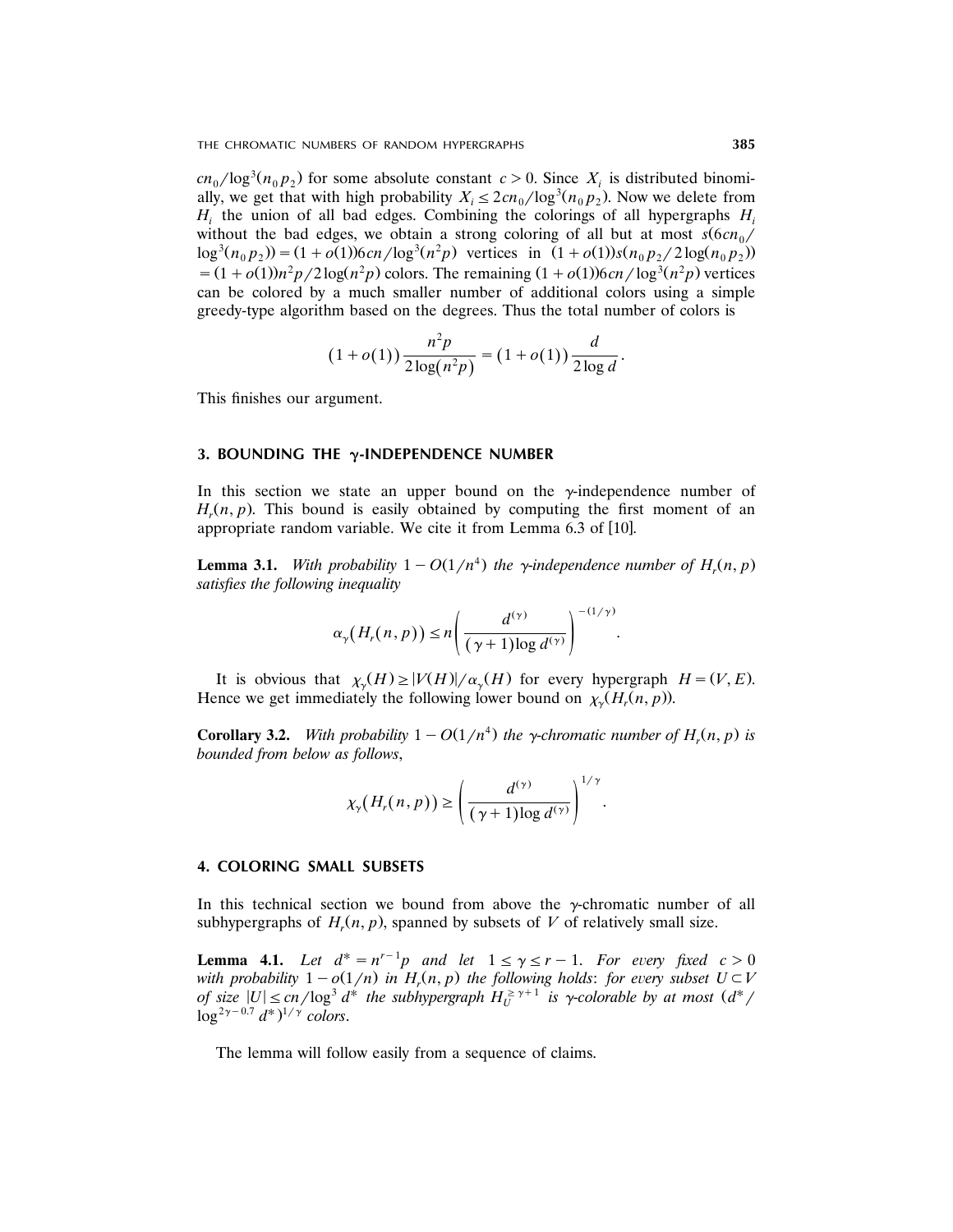$cn_0/\log^3(n_0 p_2)$ for some absolute constant $c > 0$. Since $X_i$ is distributed binomially, we get that with high probability $X_i \le 2cn_0/\log^3(n_0 p_2)$. Now we delete from $H_i$ the union of all bad edges. Combining the colorings of all hypergraphs $H_i$ without the bad edges, we obtain a strong coloring of all but at most $s(6cn_0/\log^3(n_0 p_2)) = (1 + o(1))6cn/\log^3(n^2 p)$ vertices in $(1+o(1))s(n_0 p_2/2\log(n_0 p_2)) = (1+o(1))n^2 p/2\log(n^2 p)$ colors. The remaining $(1+o(1))6cn/\log^3(n^2 p)$ vertices can be colored by a much smaller number of additional colors using a simple greedy-type algorithm based on the degrees. Thus the total number of colors is

$$(1+o(1))\frac{n^2 p}{2\log(n^2 p)} = (1+o(1))\frac{d}{2\log d}.$$

This finishes our argument.

## 3. BOUNDING THE $\gamma$-INDEPENDENCE NUMBER

In this section we state an upper bound on the $\gamma$-independence number of $H_r(n,p)$. This bound is easily obtained by computing the first moment of an appropriate random variable. We cite it from Lemma 6.3 of [10].

**Lemma 3.1.** *With probability $1 - O(1/n^4)$ the $\gamma$-independence number of $H_r(n,p)$ satisfies the following inequality*

$$\alpha_\gamma(H_r(n,p)) \le n\left(\frac{d^{(\gamma)}}{(\gamma+1)\log d^{(\gamma)}}\right)^{-(1/\gamma)}.$$

It is obvious that $\chi_\gamma(H) \ge |V(H)|/\alpha_\gamma(H)$ for every hypergraph $H = (V,E)$. Hence we get immediately the following lower bound on $\chi_\gamma(H_r(n,p))$.

**Corollary 3.2.** *With probability $1 - O(1/n^4)$ the $\gamma$-chromatic number of $H_r(n,p)$ is bounded from below as follows,*

$$\chi_\gamma(H_r(n,p)) \ge \left(\frac{d^{(\gamma)}}{(\gamma+1)\log d^{(\gamma)}}\right)^{1/\gamma}.$$

## 4. COLORING SMALL SUBSETS

In this technical section we bound from above the $\gamma$-chromatic number of all subhypergraphs of $H_r(n,p)$, spanned by subsets of $V$ of relatively small size.

**Lemma 4.1.** *Let $d^* = n^{r-1}p$ and let $1 \le \gamma \le r-1$. For every fixed $c > 0$ with probability $1 - o(1/n)$ in $H_r(n,p)$ the following holds: for every subset $U \subset V$ of size $|U| \le cn/\log^3 d^*$ the subhypergraph $H_U^{\ge \gamma+1}$ is $\gamma$-colorable by at most $(d^*/\log^{2\gamma-0.7} d^*)^{1/\gamma}$ colors.*

The lemma will follow easily from a sequence of claims.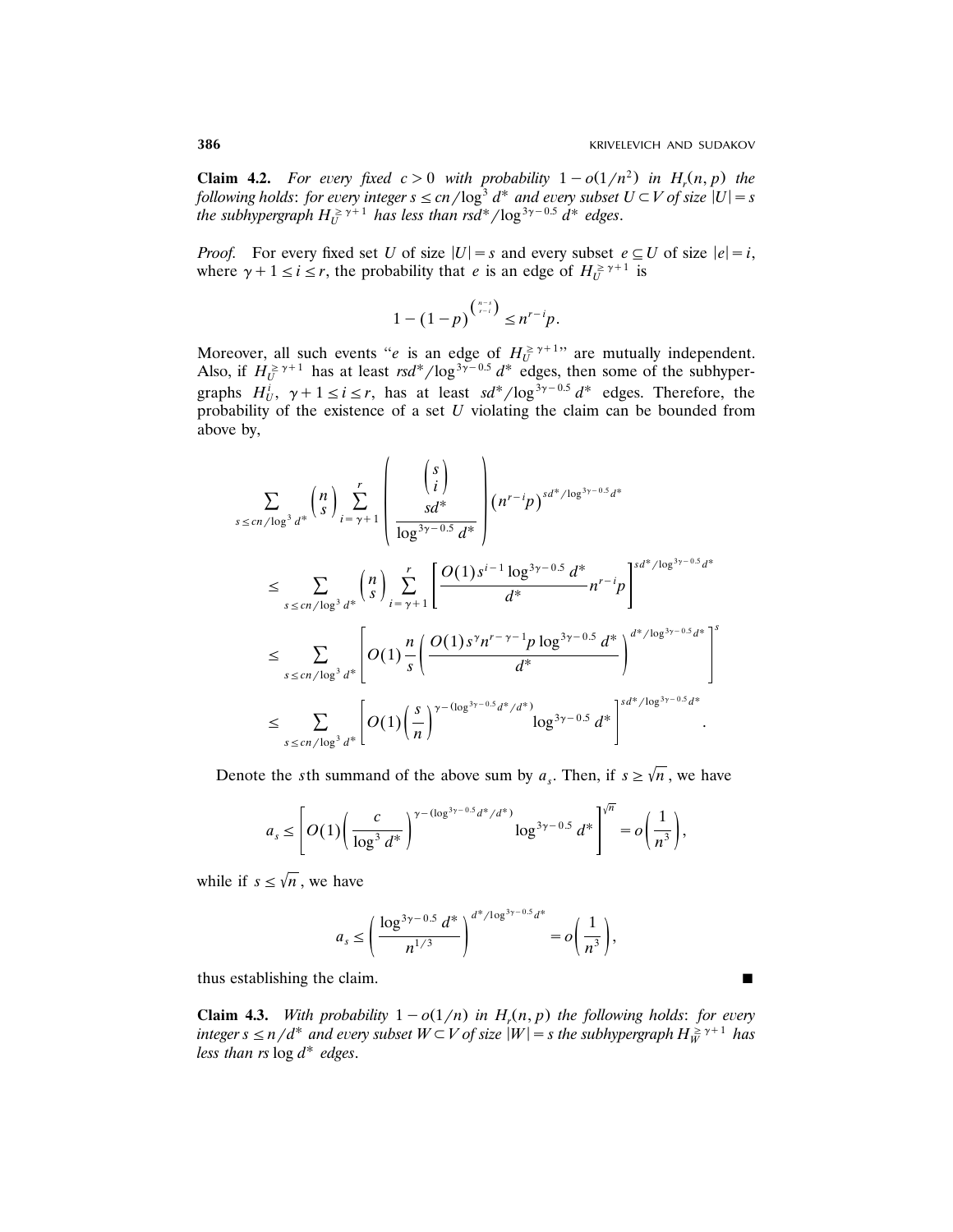**Claim 4.2.** *For every fixed $c > 0$ with probability $1 - o(1/n^2)$ in $H_r(n, p)$ the following holds: for every integer $s \le cn/\log^3 d^*$ and every subset $U \subset V$ of size $|U| = s$ the subhypergraph $H_U^{\ge \gamma+1}$ has less than $rsd^*/\log^{3\gamma - 0.5} d^*$ edges.*

*Proof.* For every fixed set $U$ of size $|U| = s$ and every subset $e \subseteq U$ of size $|e| = i$, where $\gamma + 1 \le i \le r$, the probability that $e$ is an edge of $H_U^{\ge \gamma+1}$ is

$$1 - (1-p)^{\binom{n-s}{r-i}} \le n^{r-i} p.$$

Moreover, all such events "$e$ is an edge of $H_U^{\ge \gamma+1}$" are mutually independent. Also, if $H_U^{\ge \gamma+1}$ has at least $rsd^*/\log^{3\gamma-0.5} d^*$ edges, then some of the subhypergraphs $H_U^i$, $\gamma + 1 \le i \le r$, has at least $sd^*/\log^{3\gamma - 0.5} d^*$ edges. Therefore, the probability of the existence of a set $U$ violating the claim can be bounded from above by,

$$
\begin{aligned}
&\sum_{s \le cn/\log^3 d^*} \binom{n}{s} \sum_{i=\gamma+1}^{r} \binom{\binom{s}{i}}{\frac{sd^*}{\log^{3\gamma-0.5} d^*}} \left(n^{r-i}p\right)^{sd^*/\log^{3\gamma-0.5} d^*} \\
&\le \sum_{s \le cn/\log^3 d^*} \binom{n}{s} \sum_{i=\gamma+1}^{r} \left[ \frac{O(1) s^{i-1} \log^{3\gamma-0.5} d^*}{d^*} n^{r-i} p \right]^{sd^*/\log^{3\gamma-0.5} d^*} \\
&\le \sum_{s \le cn/\log^3 d^*} \left[ O(1) \frac{n}{s} \left( \frac{O(1) s^{\gamma} n^{r-\gamma-1} p \log^{3\gamma-0.5} d^*}{d^*} \right)^{d^*/\log^{3\gamma-0.5} d^*} \right]^s \\
&\le \sum_{s \le cn/\log^3 d^*} \left[ O(1) \left( \frac{s}{n} \right)^{\gamma - (\log^{3\gamma-0.5} d^*/d^*)} \log^{3\gamma-0.5} d^* \right]^{sd^*/\log^{3\gamma-0.5} d^*}.
\end{aligned}
$$

Denote the $s$th summand of the above sum by $a_s$. Then, if $s \ge \sqrt{n}$, we have

$$a_s \le \left[ O(1) \left( \frac{c}{\log^3 d^*} \right)^{\gamma - (\log^{3\gamma-0.5} d^*/d^*)} \log^{3\gamma-0.5} d^* \right]^{\sqrt{n}} = o\left(\frac{1}{n^3}\right),$$

while if $s \le \sqrt{n}$, we have

$$a_s \le \left( \frac{\log^{3\gamma-0.5} d^*}{n^{1/3}} \right)^{d^*/\log^{3\gamma-0.5} d^*} = o\left(\frac{1}{n^3}\right),$$

thus establishing the claim. ∎

**Claim 4.3.** *With probability $1 - o(1/n)$ in $H_r(n, p)$ the following holds: for every integer $s \le n/d^*$ and every subset $W \subset V$ of size $|W| = s$ the subhypergraph $H_W^{\ge \gamma+1}$ has less than $rs \log d^*$ edges.*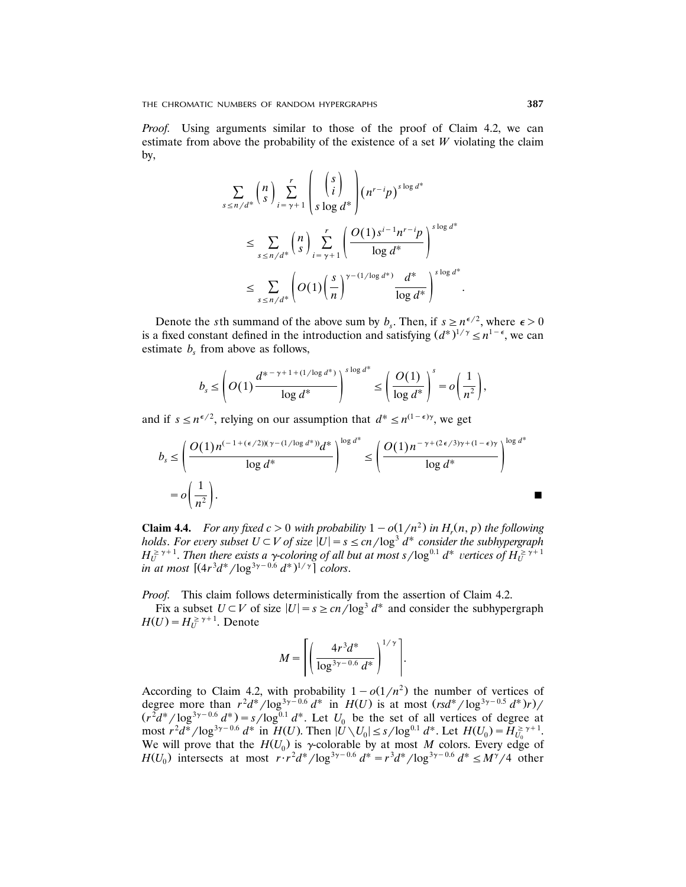*Proof.* Using arguments similar to those of the proof of Claim 4.2, we can estimate from above the probability of the existence of a set $W$ violating the claim by,

$$\sum_{s \leq n/d^*} \binom{n}{s} \sum_{i=\gamma+1}^{r} \binom{\binom{s}{i}}{s \log d^*} \left(n^{r-i} p\right)^{s \log d^*}$$

$$\leq \sum_{s \leq n/d^*} \binom{n}{s} \sum_{i=\gamma+1}^{r} \left( \frac{O(1) s^{i-1} n^{r-i} p}{\log d^*} \right)^{s \log d^*}$$

$$\leq \sum_{s \leq n/d^*} \left( O(1) \left( \frac{s}{n} \right)^{\gamma - (1/\log d^*)} \frac{d^*}{\log d^*} \right)^{s \log d^*}.$$

Denote the $s$th summand of the above sum by $b_s$. Then, if $s \geq n^{\epsilon/2}$, where $\epsilon > 0$ is a fixed constant defined in the introduction and satisfying $(d^*)^{1/\gamma} \leq n^{1-\epsilon}$, we can estimate $b_s$ from above as follows,

$$b_s \leq \left( O(1) \frac{d^{*-\gamma+1+(1/\log d^*)}}{\log d^*} \right)^{s \log d^*} \leq \left( \frac{O(1)}{\log d^*} \right)^{s} = o\left( \frac{1}{n^2} \right),$$

and if $s \leq n^{\epsilon/2}$, relying on our assumption that $d^* \leq n^{(1-\epsilon)\gamma}$, we get

$$b_s \leq \left( \frac{O(1) n^{(-1+(\epsilon/2))(\gamma-(1/\log d^*))} d^*}{\log d^*} \right)^{\log d^*} \leq \left( \frac{O(1) n^{-\gamma+(2\epsilon/3)\gamma+(1-\epsilon)\gamma}}{\log d^*} \right)^{\log d^*}$$

$$= o\left( \frac{1}{n^2} \right). \qquad \blacksquare$$

**Claim 4.4.** *For any fixed $c > 0$ with probability $1 - o(1/n^2)$ in $H_r(n, p)$ the following holds. For every subset $U \subset V$ of size $|U| = s \leq cn/\log^3 d^*$ consider the subhypergraph $H_U^{\geq \gamma+1}$. Then there exists a $\gamma$-coloring of all but at most $s/\log^{0.1} d^*$ vertices of $H_U^{\geq \gamma+1}$ in at most $\lceil (4r^3 d^*/\log^{3\gamma-0.6} d^*)^{1/\gamma} \rceil$ colors.*

*Proof.* This claim follows deterministically from the assertion of Claim 4.2.

Fix a subset $U \subset V$ of size $|U| = s \geq cn/\log^3 d^*$ and consider the subhypergraph $H(U) = H_U^{\geq \gamma+1}$. Denote

$$M = \left\lceil \left( \frac{4r^3 d^*}{\log^{3\gamma-0.6} d^*} \right)^{1/\gamma} \right\rceil.$$

According to Claim 4.2, with probability $1 - o(1/n^2)$ the number of vertices of degree more than $r^2 d^*/\log^{3\gamma-0.6} d^*$ in $H(U)$ is at most $(rsd^*/\log^{3\gamma-0.5} d^*)r)/(r^2 d^*/\log^{3\gamma-0.6} d^*) = s/\log^{0.1} d^*$. Let $U_0$ be the set of all vertices of degree at most $r^2 d^*/\log^{3\gamma-0.6} d^*$ in $H(U)$. Then $|U \setminus U_0| \leq s/\log^{0.1} d^*$. Let $H(U_0) = H_{U_0}^{\geq \gamma+1}$. We will prove that the $H(U_0)$ is $\gamma$-colorable by at most $M$ colors. Every edge of $H(U_0)$ intersects at most $r \cdot r^2 d^*/\log^{3\gamma-0.6} d^* = r^3 d^*/\log^{3\gamma-0.6} d^* \leq M^\gamma/4$ other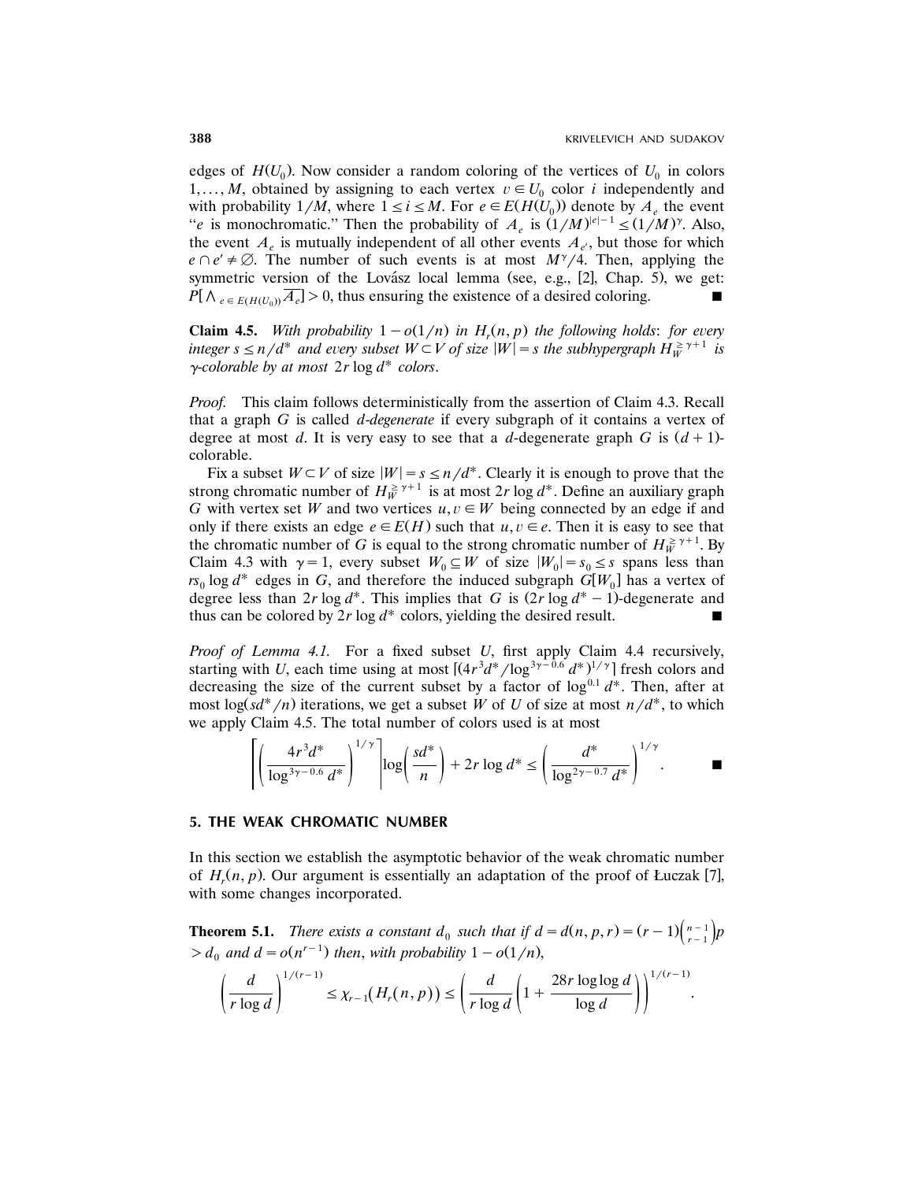edges of $H(U_0)$. Now consider a random coloring of the vertices of $U_0$ in colors $1, \dots, M$, obtained by assigning to each vertex $v \in U_0$ color $i$ independently and with probability $1/M$, where $1 \le i \le M$. For $e \in E(H(U_0))$ denote by $A_e$ the event "$e$ is monochromatic." Then the probability of $A_e$ is $(1/M)^{|e|-1} \le (1/M)^{\gamma}$. Also, the event $A_e$ is mutually independent of all other events $A_{e'}$, but those for which $e \cap e' \ne \emptyset$. The number of such events is at most $M^{\gamma}/4$. Then, applying the symmetric version of the Lovász local lemma (see, e.g., [2], Chap. 5), we get: $P[\wedge_{e \in E(H(U_0))} \overline{A_e}] > 0$, thus ensuring the existence of a desired coloring. ∎

**Claim 4.5.** *With probability $1 - o(1/n)$ in $H_r(n, p)$ the following holds: for every integer $s \le n/d^*$ and every subset $W \subset V$ of size $|W| = s$ the subhypergraph $H_W^{\geq \gamma+1}$ is $\gamma$-colorable by at most $2r \log d^*$ colors.*

*Proof.* This claim follows deterministically from the assertion of Claim 4.3. Recall that a graph $G$ is called *$d$-degenerate* if every subgraph of it contains a vertex of degree at most $d$. It is very easy to see that a $d$-degenerate graph $G$ is $(d+1)$-colorable.

Fix a subset $W \subset V$ of size $|W| = s \le n/d^*$. Clearly it is enough to prove that the strong chromatic number of $H_W^{\geq \gamma+1}$ is at most $2r \log d^*$. Define an auxiliary graph $G$ with vertex set $W$ and two vertices $u, v \in W$ being connected by an edge if and only if there exists an edge $e \in E(H)$ such that $u, v \in e$. Then it is easy to see that the chromatic number of $G$ is equal to the strong chromatic number of $H_W^{\geq \gamma+1}$. By Claim 4.3 with $\gamma = 1$, every subset $W_0 \subseteq W$ of size $|W_0| = s_0 \le s$ spans less than $rs_0 \log d^*$ edges in $G$, and therefore the induced subgraph $G[W_0]$ has a vertex of degree less than $2r \log d^*$. This implies that $G$ is $(2r \log d^* - 1)$-degenerate and thus can be colored by $2r \log d^*$ colors, yielding the desired result. ∎

*Proof of Lemma 4.1.* For a fixed subset $U$, first apply Claim 4.4 recursively, starting with $U$, each time using at most $\lceil (4r^3 d^*/\log^{3\gamma - 0.6} d^*)^{1/\gamma} \rceil$ fresh colors and decreasing the size of the current subset by a factor of $\log^{0.1} d^*$. Then, after at most $\log(sd^*/n)$ iterations, we get a subset $W$ of $U$ of size at most $n/d^*$, to which we apply Claim 4.5. The total number of colors used is at most

$$\left\lceil \left( \frac{4r^3 d^*}{\log^{3\gamma - 0.6} d^*} \right)^{1/\gamma} \right\rceil \log\left( \frac{sd^*}{n} \right) + 2r \log d^* \le \left( \frac{d^*}{\log^{2\gamma - 0.7} d^*} \right)^{1/\gamma}. \qquad ∎$$

## 5. THE WEAK CHROMATIC NUMBER

In this section we establish the asymptotic behavior of the weak chromatic number of $H_r(n, p)$. Our argument is essentially an adaptation of the proof of Łuczak [7], with some changes incorporated.

**Theorem 5.1.** *There exists a constant $d_0$ such that if $d = d(n, p, r) = (r-1)\binom{n-1}{r-1}p > d_0$ and $d = o(n^{r-1})$ then, with probability $1 - o(1/n)$,*

$$\left( \frac{d}{r \log d} \right)^{1/(r-1)} \le \chi_{r-1}\big(H_r(n, p)\big) \le \left( \frac{d}{r \log d} \left( 1 + \frac{28r \log\log d}{\log d} \right) \right)^{1/(r-1)}.$$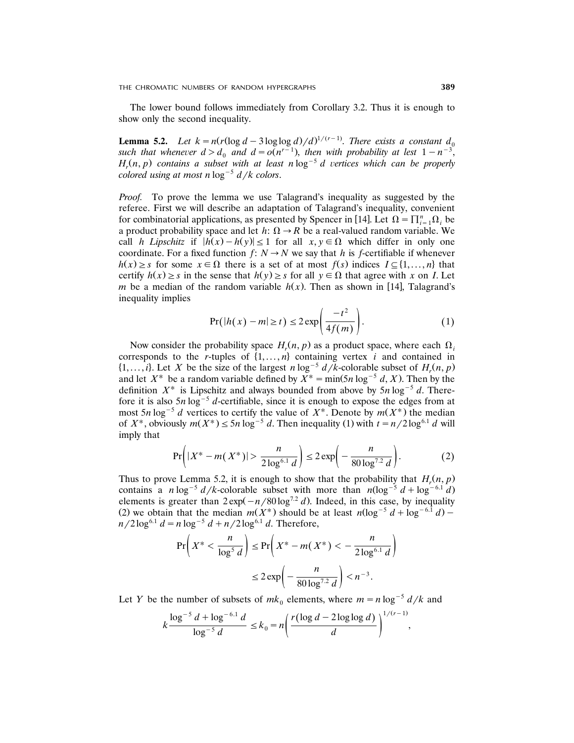The lower bound follows immediately from Corollary 3.2. Thus it is enough to show only the second inequality.

**Lemma 5.2.** *Let $k = n(r(\log d - 3\log\log d)/d)^{1/(r-1)}$. There exists a constant $d_0$ such that whenever $d > d_0$ and $d = o(n^{r-1})$, then with probability at lest $1 - n^{-3}$, $H_r(n, p)$ contains a subset with at least $n\log^{-5} d$ vertices which can be properly colored using at most $n\log^{-5} d/k$ colors.*

*Proof.* To prove the lemma we use Talagrand's inequality as suggested by the referee. First we will describe an adaptation of Talagrand's inequality, convenient for combinatorial applications, as presented by Spencer in [14]. Let $\Omega = \prod_{i=1}^{n}\Omega_i$ be a product probability space and let $h\colon \Omega \to R$ be a real-valued random variable. We call $h$ *Lipschitz* if $|h(x) - h(y)| \le 1$ for all $x, y \in \Omega$ which differ in only one coordinate. For a fixed function $f\colon N \to N$ we say that $h$ is $f$-certifiable if whenever $h(x) \ge s$ for some $x \in \Omega$ there is a set of at most $f(s)$ indices $I \subseteq \{1, \dots, n\}$ that certify $h(x) \ge s$ in the sense that $h(y) \ge s$ for all $y \in \Omega$ that agree with $x$ on $I$. Let $m$ be a median of the random variable $h(x)$. Then as shown in [14], Talagrand's inequality implies

$$\Pr(|h(x) - m| \ge t) \le 2\exp\left(\frac{-t^2}{4f(m)}\right). \tag{1}$$

Now consider the probability space $H_r(n, p)$ as a product space, where each $\Omega_i$ corresponds to the $r$-tuples of $\{1, \dots, n\}$ containing vertex $i$ and contained in $\{1, \dots, i\}$. Let $X$ be the size of the largest $n\log^{-5} d/k$-colorable subset of $H_r(n, p)$ and let $X^*$ be a random variable defined by $X^* = \min(5n\log^{-5} d, X)$. Then by the definition $X^*$ is Lipschitz and always bounded from above by $5n\log^{-5} d$. Therefore it is also $5n\log^{-5} d$-certifiable, since it is enough to expose the edges from at most $5n\log^{-5} d$ vertices to certify the value of $X^*$. Denote by $m(X^*)$ the median of $X^*$, obviously $m(X^*) \le 5n\log^{-5} d$. Then inequality (1) with $t = n/2\log^{6.1} d$ will imply that

$$\Pr\left(|X^* - m(X^*)| > \frac{n}{2\log^{6.1} d}\right) \le 2\exp\left(-\frac{n}{80\log^{7.2} d}\right). \tag{2}$$

Thus to prove Lemma 5.2, it is enough to show that the probability that $H_r(n, p)$ contains a $n\log^{-5} d/k$-colorable subset with more than $n(\log^{-5} d + \log^{-6.1} d)$ elements is greater than $2\exp(-n/80\log^{7.2} d)$. Indeed, in this case, by inequality (2) we obtain that the median $m(X^*)$ should be at least $n(\log^{-5} d + \log^{-6.1} d) - n/2\log^{6.1} d = n\log^{-5} d + n/2\log^{6.1} d$. Therefore,

$$\begin{aligned}\Pr\left(X^* < \frac{n}{\log^5 d}\right) &\le \Pr\left(X^* - m(X^*) < -\frac{n}{2\log^{6.1} d}\right)\\ &\le 2\exp\left(-\frac{n}{80\log^{7.2} d}\right) < n^{-3}.\end{aligned}$$

Let $Y$ be the number of subsets of $mk_0$ elements, where $m = n\log^{-5} d/k$ and

$$k\frac{\log^{-5} d + \log^{-6.1} d}{\log^{-5} d} \le k_0 = n\left(\frac{r(\log d - 2\log\log d)}{d}\right)^{1/(r-1)},$$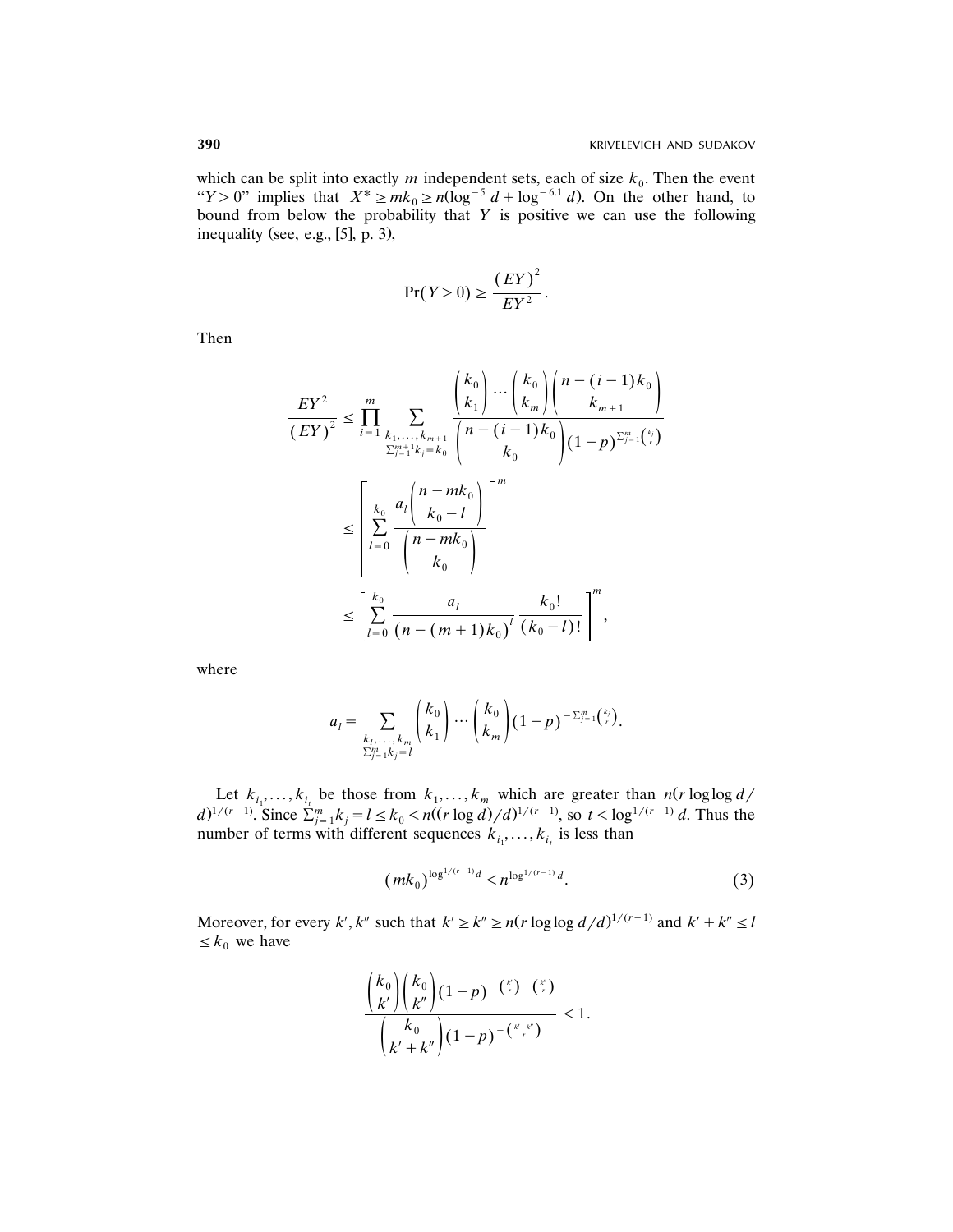which can be split into exactly $m$ independent sets, each of size $k_0$. Then the event "$Y > 0$" implies that $X^* \geq mk_0 \geq n(\log^{-5} d + \log^{-6.1} d)$. On the other hand, to bound from below the probability that $Y$ is positive we can use the following inequality (see, e.g., [5], p. 3),

$$\Pr(Y > 0) \geq \frac{(EY)^2}{EY^2}.$$

Then

$$\frac{EY^2}{(EY)^2} \leq \prod_{i=1}^{m} \sum_{\substack{k_1,\ldots,k_{m+1} \\ \sum_{j=1}^{m+1} k_j = k_0}} \frac{\binom{k_0}{k_1} \cdots \binom{k_0}{k_m} \binom{n-(i-1)k_0}{k_{m+1}}}{\binom{n-(i-1)k_0}{k_0} (1-p)^{\sum_{j=1}^{m} \binom{k_j}{r}}}$$

$$\leq \left[ \sum_{l=0}^{k_0} \frac{a_l \binom{n-mk_0}{k_0-l}}{\binom{n-mk_0}{k_0}} \right]^m$$

$$\leq \left[ \sum_{l=0}^{k_0} \frac{a_l}{(n-(m+1)k_0)^l} \frac{k_0!}{(k_0-l)!} \right]^m,$$

where

$$a_l = \sum_{\substack{k_1,\ldots,k_m \\ \sum_{j=1}^{m} k_j = l}} \binom{k_0}{k_1} \cdots \binom{k_0}{k_m} (1-p)^{-\sum_{j=1}^{m} \binom{k_j}{r}}.$$

Let $k_{i_1}, \ldots, k_{i_t}$ be those from $k_1, \ldots, k_m$ which are greater than $n(r \log\log d/d)^{1/(r-1)}$. Since $\sum_{j=1}^{m} k_j = l \leq k_0 < n((r\log d)/d)^{1/(r-1)}$, so $t < \log^{1/(r-1)} d$. Thus the number of terms with different sequences $k_{i_1}, \ldots, k_{i_t}$ is less than

$$(mk_0)^{\log^{1/(r-1)} d} < n^{\log^{1/(r-1)} d}. \tag{3}$$

Moreover, for every $k', k''$ such that $k' \geq k'' \geq n(r\log\log d/d)^{1/(r-1)}$ and $k' + k'' \leq l \leq k_0$ we have

$$\frac{\binom{k_0}{k'}\binom{k_0}{k''}(1-p)^{-\binom{k'}{r}-\binom{k''}{r}}}{\binom{k_0}{k'+k''}(1-p)^{-\binom{k'+k''}{r}}} < 1.$$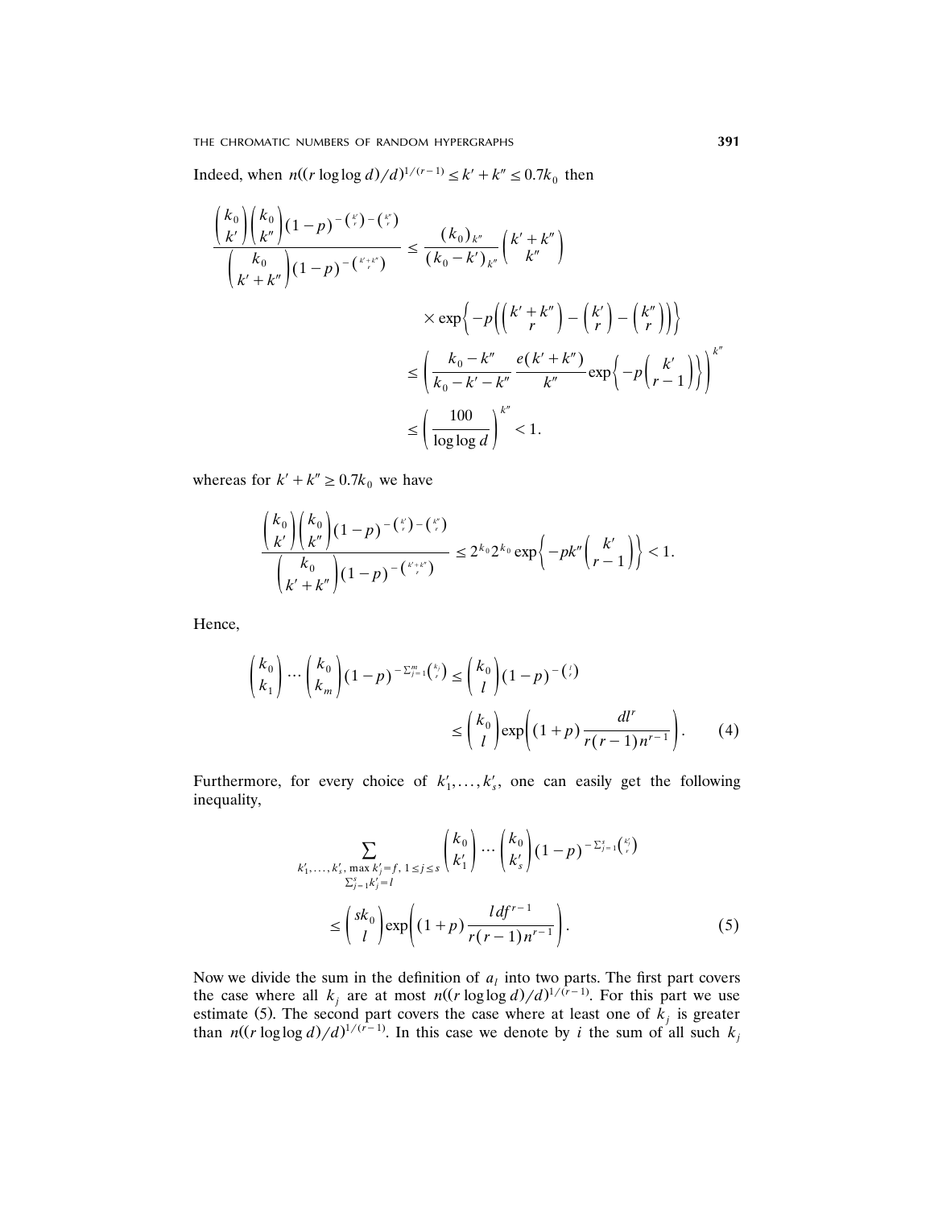Indeed, when $n((r \log\log d)/d)^{1/(r-1)} \le k' + k'' \le 0.7k_0$ then

$$\frac{\binom{k_0}{k'}\binom{k_0}{k''}(1-p)^{-\binom{k'}{r}-\binom{k''}{r}}}{\binom{k_0}{k'+k''}(1-p)^{-\binom{k'+k''}{r}}} \le \frac{(k_0)_{k''}}{(k_0-k')_{k''}}\binom{k'+k''}{k''}$$

$$\times \exp\left\{-p\left(\binom{k'+k''}{r}-\binom{k'}{r}-\binom{k''}{r}\right)\right\}$$

$$\le \left(\frac{k_0-k''}{k_0-k'-k''}\frac{e(k'+k'')}{k''}\exp\left\{-p\binom{k'}{r-1}\right\}\right)^{k''}$$

$$\le \left(\frac{100}{\log\log d}\right)^{k''} < 1.$$

whereas for $k'+k'' \ge 0.7k_0$ we have

$$\frac{\binom{k_0}{k'}\binom{k_0}{k''}(1-p)^{-\binom{k'}{r}-\binom{k''}{r}}}{\binom{k_0}{k'+k''}(1-p)^{-\binom{k'+k''}{r}}} \le 2^{k_0}2^{k_0}\exp\left\{-pk''\binom{k'}{r-1}\right\} < 1.$$

Hence,

$$\binom{k_0}{k_1}\cdots\binom{k_0}{k_m}(1-p)^{-\sum_{j=1}^m\binom{k_j}{r}} \le \binom{k_0}{l}(1-p)^{-\binom{l}{r}}$$

$$\le \binom{k_0}{l}\exp\left((1+p)\frac{dl^r}{r(r-1)n^{r-1}}\right). \tag{4}$$

Furthermore, for every choice of $k'_1,\dots,k'_s$, one can easily get the following inequality,

$$\sum_{\substack{k'_1,\dots,k'_s,\ \max k'_j = f,\ 1\le j\le s\\ \sum_{j=1}^s k'_j = l}} \binom{k_0}{k'_1}\cdots\binom{k_0}{k'_s}(1-p)^{-\sum_{j=1}^s\binom{k'_j}{r}}$$

$$\le \binom{sk_0}{l}\exp\left((1+p)\frac{ldf^{r-1}}{r(r-1)n^{r-1}}\right). \tag{5}$$

Now we divide the sum in the definition of $a_l$ into two parts. The first part covers the case where all $k_j$ are at most $n((r\log\log d)/d)^{1/(r-1)}$. For this part we use estimate (5). The second part covers the case where at least one of $k_j$ is greater than $n((r\log\log d)/d)^{1/(r-1)}$. In this case we denote by $i$ the sum of all such $k_j$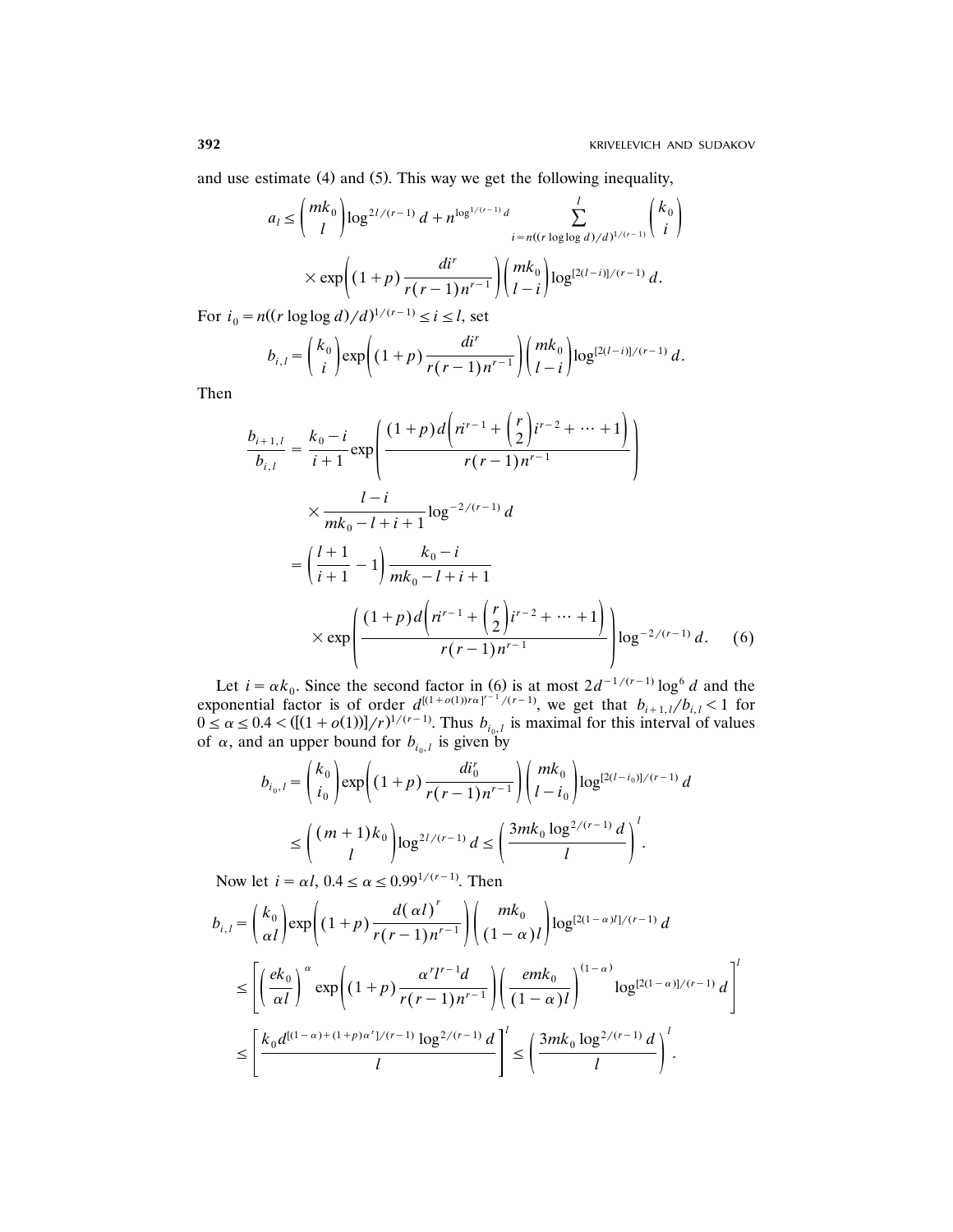and use estimate (4) and (5). This way we get the following inequality,

$$a_l \le \binom{mk_0}{l} \log^{2l/(r-1)} d + n^{\log^{1/(r-1)} d} \sum_{i=n((r\log\log d)/d)^{1/(r-1)}}^{l} \binom{k_0}{i} \times \exp\left( (1+p) \frac{di^r}{r(r-1)n^{r-1}} \right) \binom{mk_0}{l-i} \log^{[2(l-i)]/(r-1)} d.$$

For $i_0 = n((r \log\log d)/d)^{1/(r-1)} \le i \le l$, set

$$b_{i,l} = \binom{k_0}{i} \exp\left( (1+p) \frac{di^r}{r(r-1)n^{r-1}} \right) \binom{mk_0}{l-i} \log^{[2(l-i)]/(r-1)} d.$$

Then

$$\begin{aligned}
\frac{b_{i+1,l}}{b_{i,l}} &= \frac{k_0 - i}{i+1} \exp\left( \frac{(1+p)d\left( ri^{r-1} + \binom{r}{2} i^{r-2} + \cdots + 1 \right)}{r(r-1)n^{r-1}} \right) \\
&\quad \times \frac{l-i}{mk_0 - l + i + 1} \log^{-2/(r-1)} d \\
&= \left( \frac{l+1}{i+1} - 1 \right) \frac{k_0 - i}{mk_0 - l + i + 1} \\
&\quad \times \exp\left( \frac{(1+p)d\left( ri^{r-1} + \binom{r}{2} i^{r-2} + \cdots + 1 \right)}{r(r-1)n^{r-1}} \right) \log^{-2/(r-1)} d. \qquad (6)
\end{aligned}$$

Let $i = \alpha k_0$. Since the second factor in (6) is at most $2d^{-1/(r-1)} \log^6 d$ and the exponential factor is of order $d^{[(1+o(1))r\alpha]^{r-1}/(r-1)}$, we get that $b_{i+1,l}/b_{i,l} < 1$ for $0 \le \alpha \le 0.4 < ([(1+o(1))]/r)^{1/(r-1)}$. Thus $b_{i_0,l}$ is maximal for this interval of values of $\alpha$, and an upper bound for $b_{i_0,l}$ is given by

$$\begin{aligned}
b_{i_0,l} &= \binom{k_0}{i_0} \exp\left( (1+p) \frac{di_0^r}{r(r-1)n^{r-1}} \right) \binom{mk_0}{l-i_0} \log^{[2(l-i_0)]/(r-1)} d \\
&\le \binom{(m+1)k_0}{l} \log^{2l/(r-1)} d \le \left( \frac{3mk_0 \log^{2/(r-1)} d}{l} \right)^l.
\end{aligned}$$

Now let $i = \alpha l$, $0.4 \le \alpha \le 0.99^{1/(r-1)}$. Then

$$\begin{aligned}
b_{i,l} &= \binom{k_0}{\alpha l} \exp\left( (1+p) \frac{d(\alpha l)^r}{r(r-1)n^{r-1}} \right) \binom{mk_0}{(1-\alpha)l} \log^{[2(1-\alpha)l]/(r-1)} d \\
&\le \left[ \left( \frac{ek_0}{\alpha l} \right)^{\alpha} \exp\left( (1+p) \frac{\alpha^r l^{r-1} d}{r(r-1)n^{r-1}} \right) \left( \frac{emk_0}{(1-\alpha)l} \right)^{(1-\alpha)} \log^{[2(1-\alpha)]/(r-1)} d \right]^l \\
&\le \left[ \frac{k_0 d^{[(1-\alpha)+(1+p)\alpha^r]/(r-1)} \log^{2/(r-1)} d}{l} \right]^l \le \left( \frac{3mk_0 \log^{2/(r-1)} d}{l} \right)^l.
\end{aligned}$$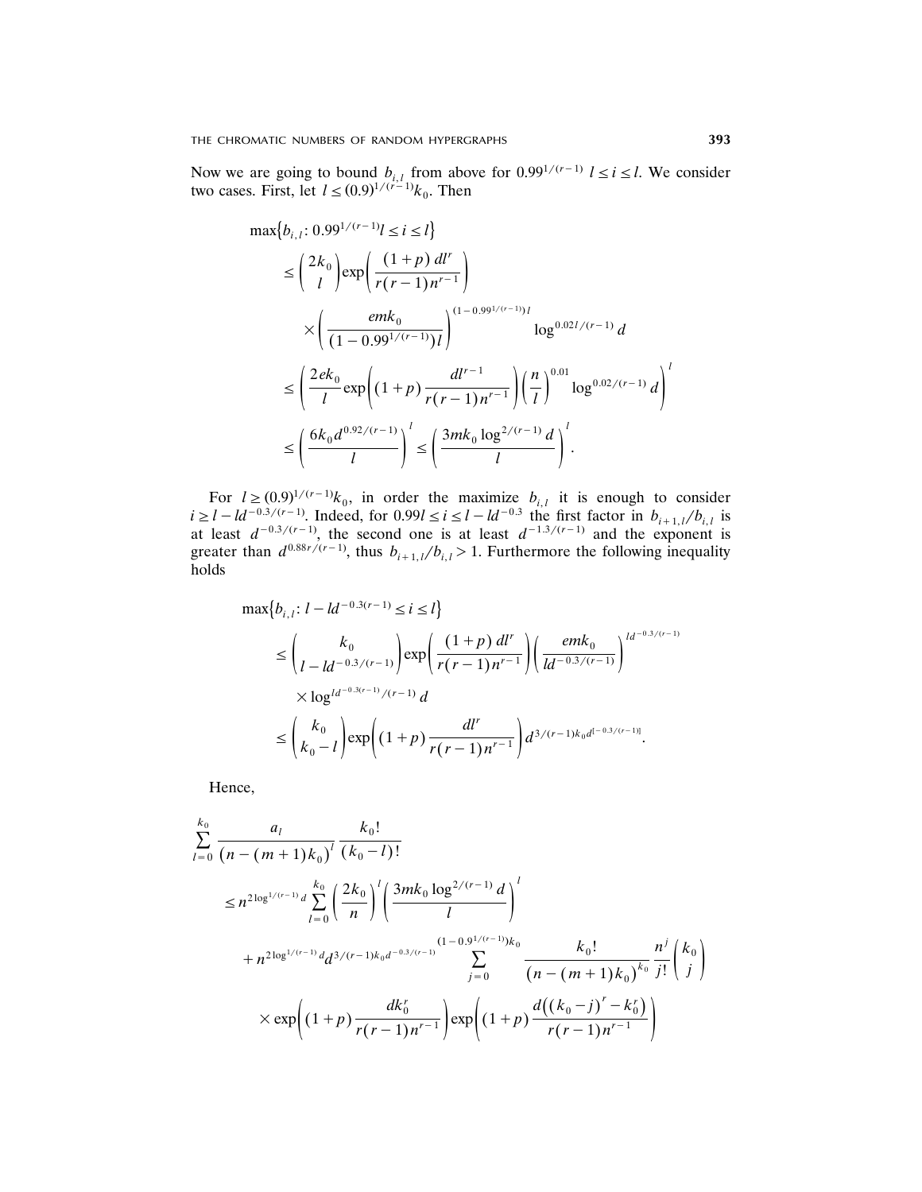Now we are going to bound $b_{i,l}$ from above for $0.99^{1/(r-1)}\, l \le i \le l$. We consider two cases. First, let $l \le (0.9)^{1/(r-1)} k_0$. Then

$$
\begin{aligned}
\max\{b_{i,l}\colon 0.99^{1/(r-1)} l \le i \le l\}
&\le \binom{2k_0}{l} \exp\left( \frac{(1+p)\, dl^r}{r(r-1)n^{r-1}} \right) \\
&\quad \times \left( \frac{emk_0}{(1-0.99^{1/(r-1)})l} \right)^{(1-0.99^{1/(r-1)})l} \log^{0.02l/(r-1)} d \\
&\le \left( \frac{2ek_0}{l} \exp\left( (1+p) \frac{dl^{r-1}}{r(r-1)n^{r-1}} \right) \left( \frac{n}{l} \right)^{0.01} \log^{0.02/(r-1)} d \right)^l \\
&\le \left( \frac{6k_0 d^{0.92/(r-1)}}{l} \right)^l \le \left( \frac{3mk_0 \log^{2/(r-1)} d}{l} \right)^l.
\end{aligned}
$$

For $l \ge (0.9)^{1/(r-1)} k_0$, in order the maximize $b_{i,l}$ it is enough to consider $i \ge l - ld^{-0.3/(r-1)}$. Indeed, for $0.99l \le i \le l - ld^{-0.3}$ the first factor in $b_{i+1,l}/b_{i,l}$ is at least $d^{-0.3/(r-1)}$, the second one is at least $d^{-1.3/(r-1)}$ and the exponent is greater than $d^{0.88r/(r-1)}$, thus $b_{i+1,l}/b_{i,l} > 1$. Furthermore the following inequality holds

$$
\begin{aligned}
\max\{b_{i,l}\colon l - ld^{-0.3(r-1)} \le i \le l\}
&\le \binom{k_0}{l - ld^{-0.3/(r-1)}} \exp\left( \frac{(1+p)\, dl^r}{r(r-1)n^{r-1}} \right) \left( \frac{emk_0}{ld^{-0.3/(r-1)}} \right)^{ld^{-0.3/(r-1)}} \\
&\quad \times \log^{ld^{-0.3(r-1)}/(r-1)} d \\
&\le \binom{k_0}{k_0 - l} \exp\left( (1+p) \frac{dl^r}{r(r-1)n^{r-1}} \right) d^{3/(r-1) k_0 d^{[-0.3/(r-1)]}}.
\end{aligned}
$$

Hence,

$$
\begin{aligned}
&\sum_{l=0}^{k_0} \frac{a_l}{(n-(m+1)k_0)^l} \frac{k_0!}{(k_0-l)!} \\
&\quad \le n^{2\log^{1/(r-1)} d} \sum_{l=0}^{k_0} \left( \frac{2k_0}{n} \right)^l \left( \frac{3mk_0 \log^{2/(r-1)} d}{l} \right)^l \\
&\qquad + n^{2\log^{1/(r-1)} d} d^{3/(r-1) k_0 d^{-0.3/(r-1)}} \sum_{j=0}^{(1-0.9^{1/(r-1)})k_0} \frac{k_0!}{(n-(m+1)k_0)^{k_0}} \frac{n^j}{j!} \binom{k_0}{j} \\
&\qquad \times \exp\left( (1+p) \frac{dk_0^r}{r(r-1)n^{r-1}} \right) \exp\left( (1+p) \frac{d\left((k_0-j)^r - k_0^r\right)}{r(r-1)n^{r-1}} \right)
\end{aligned}
$$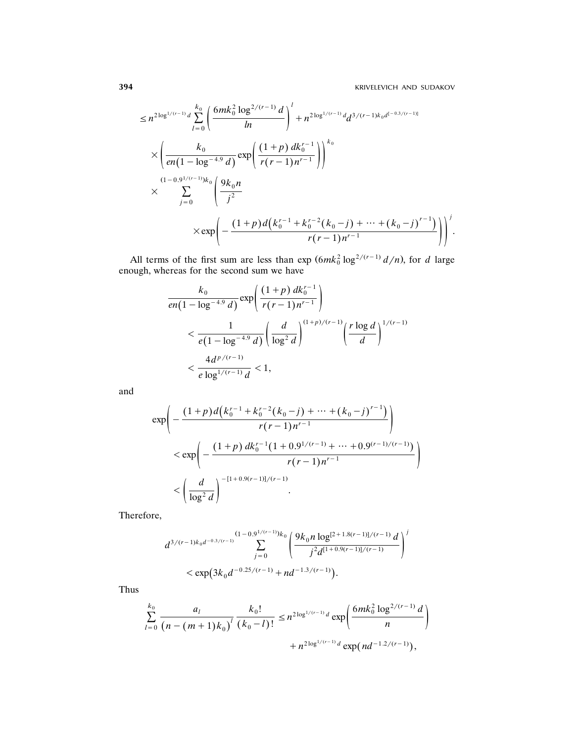$$\leq n^{2\log^{1/(r-1)} d} \sum_{l=0}^{k_0} \left( \frac{6mk_0^2 \log^{2/(r-1)} d}{ln} \right)^l + n^{2\log^{1/(r-1)} d} d^{3/(r-1)k_0 d^{[-0.3/(r-1)]}}$$

$$\times \left( \frac{k_0}{en(1-\log^{-4.9} d)} \exp\left( \frac{(1+p)\, dk_0^{r-1}}{r(r-1)n^{r-1}} \right) \right)^{k_0}$$

$$\times \sum_{j=0}^{(1-0.9^{1/(r-1)})k_0} \left( \frac{9k_0 n}{j^2} \right.$$

$$\left. \times \exp\left( -\frac{(1+p)d\left(k_0^{r-1} + k_0^{r-2}(k_0-j) + \cdots + (k_0-j)^{r-1}\right)}{r(r-1)n^{r-1}} \right) \right)^j.$$

All terms of the first sum are less than $\exp(6mk_0^2 \log^{2/(r-1)} d/n)$, for $d$ large enough, whereas for the second sum we have

$$\frac{k_0}{en(1-\log^{-4.9} d)} \exp\left( \frac{(1+p)\, dk_0^{r-1}}{r(r-1)n^{r-1}} \right)$$

$$< \frac{1}{e(1-\log^{-4.9} d)} \left( \frac{d}{\log^2 d} \right)^{(1+p)/(r-1)} \left( \frac{r\log d}{d} \right)^{1/(r-1)}$$

$$< \frac{4d^{p/(r-1)}}{e\log^{1/(r-1)} d} < 1,$$

and

$$\exp\left( -\frac{(1+p)d\left(k_0^{r-1} + k_0^{r-2}(k_0-j) + \cdots + (k_0-j)^{r-1}\right)}{r(r-1)n^{r-1}} \right)$$

$$< \exp\left( -\frac{(1+p)\, dk_0^{r-1}(1 + 0.9^{1/(r-1)} + \cdots + 0.9^{(r-1)/(r-1)})}{r(r-1)n^{r-1}} \right)$$

$$< \left( \frac{d}{\log^2 d} \right)^{-[1+0.9(r-1)]/(r-1)}.$$

Therefore,

$$d^{3/(r-1)k_0 d^{-0.3/(r-1)}} \sum_{j=0}^{(1-0.9^{1/(r-1)})k_0} \left( \frac{9k_0 n \log^{[2+1.8(r-1)]/(r-1)} d}{j^2 d^{[1+0.9(r-1)]/(r-1)}} \right)^j$$

$$< \exp\left(3k_0 d^{-0.25/(r-1)} + nd^{-1.3/(r-1)}\right).$$

Thus

$$\sum_{l=0}^{k_0} \frac{a_l}{(n-(m+1)k_0)^l} \frac{k_0!}{(k_0-l)!} \leq n^{2\log^{1/(r-1)} d} \exp\left( \frac{6mk_0^2 \log^{2/(r-1)} d}{n} \right)$$

$$+ n^{2\log^{1/(r-1)} d} \exp\left(nd^{-1.2/(r-1)}\right),$$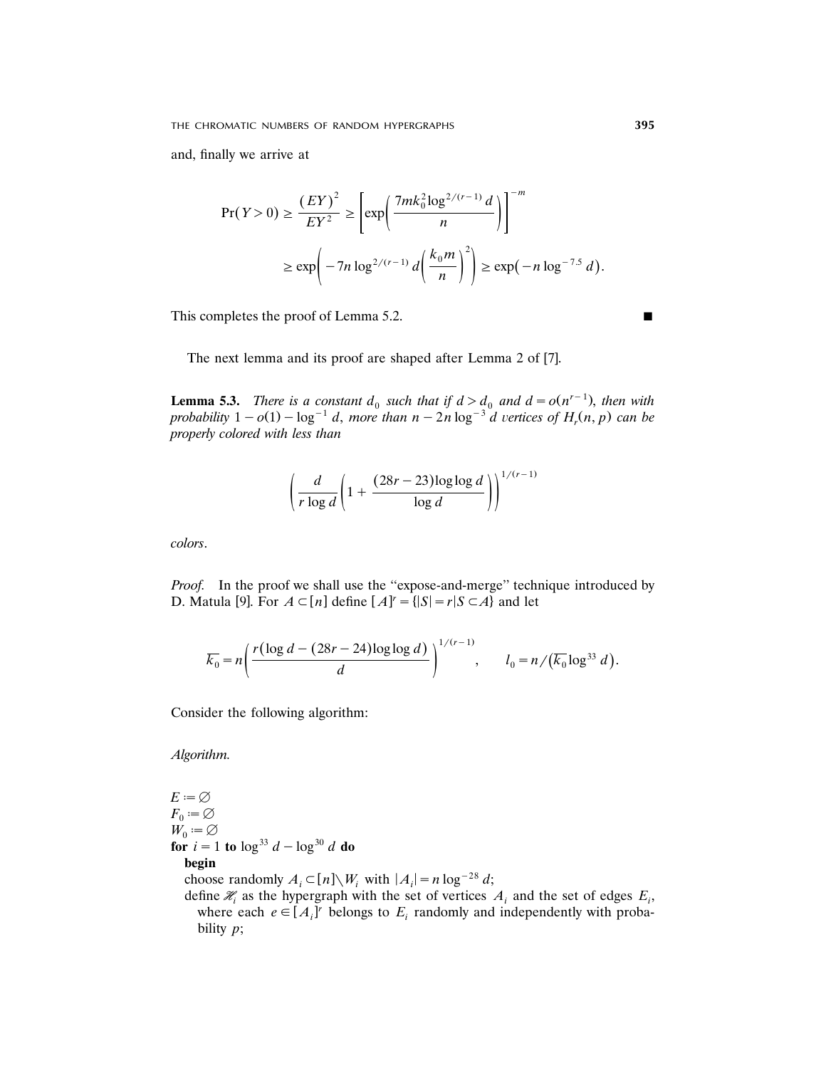and, finally we arrive at

$$\Pr(Y>0) \ge \frac{(EY)^2}{EY^2} \ge \left[\exp\left(\frac{7mk_0^2 \log^{2/(r-1)} d}{n}\right)\right]^{-m}$$

$$\ge \exp\left(-7n\log^{2/(r-1)} d\left(\frac{k_0 m}{n}\right)^2\right) \ge \exp\left(-n\log^{-7.5} d\right).$$

This completes the proof of Lemma 5.2. ∎

The next lemma and its proof are shaped after Lemma 2 of [7].

**Lemma 5.3.** *There is a constant $d_0$ such that if $d > d_0$ and $d = o(n^{r-1})$, then with probability $1 - o(1) - \log^{-1} d$, more than $n - 2n\log^{-3} d$ vertices of $H_r(n,p)$ can be properly colored with less than*

$$\left(\frac{d}{r\log d}\left(1 + \frac{(28r-23)\log\log d}{\log d}\right)\right)^{1/(r-1)}$$

*colors.*

*Proof.* In the proof we shall use the "expose-and-merge" technique introduced by D. Matula [9]. For $A \subset [n]$ define $[A]^r = \{|S| = r \mid S \subset A\}$ and let

$$\overline{k_0} = n\left(\frac{r(\log d - (28r-24)\log\log d)}{d}\right)^{1/(r-1)}, \qquad l_0 = n/(\overline{k_0}\log^{33} d).$$

Consider the following algorithm:

*Algorithm.*

$E := \varnothing$
$F_0 := \varnothing$
$W_0 := \varnothing$
**for** $i = 1$ **to** $\log^{33} d - \log^{30} d$ **do**
  **begin**
  choose randomly $A_i \subset [n] \setminus W_i$ with $|A_i| = n\log^{-28} d$;
  define $\mathscr{H}_i$ as the hypergraph with the set of vertices $A_i$ and the set of edges $E_i$, where each $e \in [A_i]^r$ belongs to $E_i$ randomly and independently with probability $p$;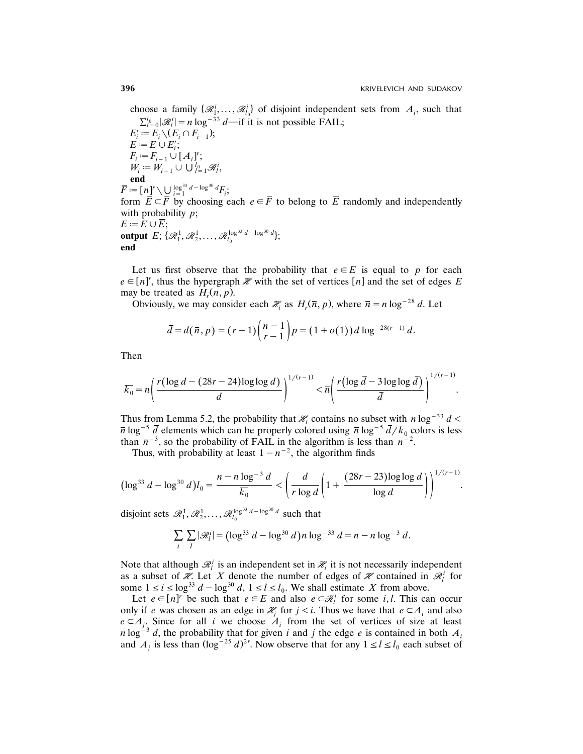choose a family $\{\mathscr{R}_1^i, \dots, \mathscr{R}_{l_0}^i\}$ of disjoint independent sets from $A_i$, such that $\sum_{l=0}^{l_0} |\mathscr{R}_l^i| = n \log^{-33} d$—if it is not possible FAIL;
$E_i' := E_i \setminus (E_i \cap F_{i-1})$;
$E := E \cup E_i'$;
$F_i := F_{i-1} \cup [A_i]^r$;
$W_i := W_{i-1} \cup \bigcup_{l=1}^{l_0} \mathscr{R}_l^i$,
**end**
$\overline{F} := [n]^r \setminus \bigcup_{i=1}^{\log^{33} d - \log^{30} d} F_i$;
form $\overline{E} \subset \overline{F}$ by choosing each $e \in \overline{F}$ to belong to $\overline{E}$ randomly and independently with probability $p$;
$E := E \cup \overline{E}$;
**output** $E$; $\{\mathscr{R}_1^1, \mathscr{R}_2^1, \dots, \mathscr{R}_{l_0}^{\log^{33} d - \log^{30} d}\}$;
**end**

Let us first observe that the probability that $e \in E$ is equal to $p$ for each $e \in [n]^r$, thus the hypergraph $\mathscr{H}$ with the set of vertices $[n]$ and the set of edges $E$ may be treated as $H_r(n, p)$.

Obviously, we may consider each $\mathscr{H}_i$ as $H_r(\bar{n}, p)$, where $\bar{n} = n \log^{-28} d$. Let

$$\bar{d} = d(\bar{n}, p) = (r-1)\binom{\bar{n}-1}{r-1} p = (1 + o(1)) d \log^{-28(r-1)} d.$$

Then

$$\overline{k_0} = n\left(\frac{r(\log d - (28r - 24)\log\log d)}{d}\right)^{1/(r-1)} < \bar{n}\left(\frac{r(\log \bar{d} - 3\log\log \bar{d})}{\bar{d}}\right)^{1/(r-1)}.$$

Thus from Lemma 5.2, the probability that $\mathscr{H}_i$ contains no subset with $n\log^{-33} d < \bar{n}\log^{-5} \bar{d}$ elements which can be properly colored using $\bar{n}\log^{-5} \bar{d}/\overline{k_0}$ colors is less than $\bar{n}^{-3}$, so the probability of FAIL in the algorithm is less than $n^{-2}$.

Thus, with probability at least $1 - n^{-2}$, the algorithm finds

$$(\log^{33} d - \log^{30} d) l_0 = \frac{n - n\log^{-3} d}{\overline{k_0}} < \left(\frac{d}{r\log d}\left(1 + \frac{(28r - 23)\log\log d}{\log d}\right)\right)^{1/(r-1)}.$$

disjoint sets $\mathscr{R}_1^1, \mathscr{R}_2^1, \dots, \mathscr{R}_{l_0}^{\log^{33} d - \log^{30} d}$ such that

$$\sum_i \sum_l |\mathscr{R}_l^i| = (\log^{33} d - \log^{30} d) n \log^{-33} d = n - n\log^{-3} d.$$

Note that although $\mathscr{R}_l^i$ is an independent set in $\mathscr{H}_i$ it is not necessarily independent as a subset of $\mathscr{H}$. Let $X$ denote the number of edges of $\mathscr{H}$ contained in $\mathscr{R}_l^i$ for some $1 \le i \le \log^{33} d - \log^{30} d$, $1 \le l \le l_0$. We shall estimate $X$ from above.

Let $e \in [n]^r$ be such that $e \in E$ and also $e \subset \mathscr{R}_l^i$ for some $i, l$. This can occur only if $e$ was chosen as an edge in $\mathscr{H}_j$ for $j < i$. Thus we have that $e \subset A_i$ and also $e \subset A_j$. Since for all $i$ we choose $A_i$ from the set of vertices of size at least $n\log^{-3} d$, the probability that for given $i$ and $j$ the edge $e$ is contained in both $A_i$ and $A_j$ is less than $(\log^{-25} d)^{2r}$. Now observe that for any $1 \le l \le l_0$ each subset of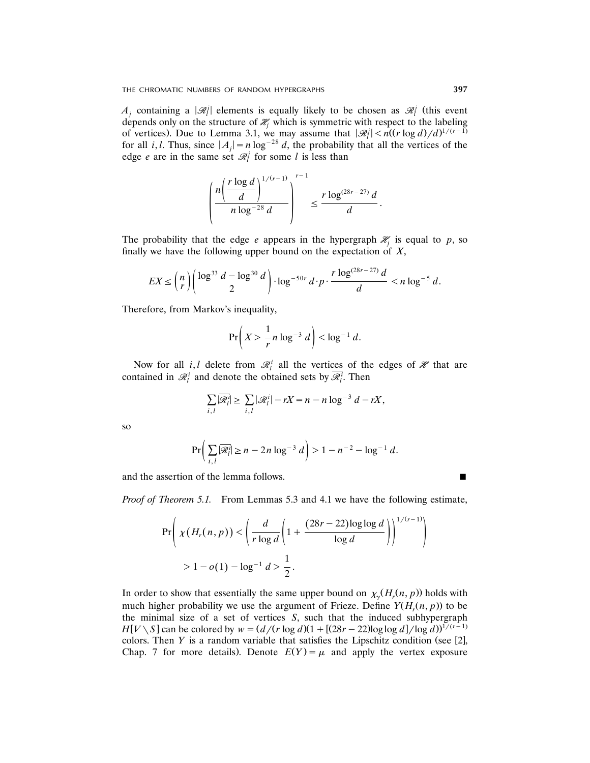$A_j$ containing a $|\mathscr{R}_l^j|$ elements is equally likely to be chosen as $\mathscr{R}_l^j$ (this event depends only on the structure of $\mathscr{H}_j$ which is symmetric with respect to the labeling of vertices). Due to Lemma 3.1, we may assume that $|\mathscr{R}_l^j| < n((r \log d)/d)^{1/(r-1)}$ for all $i, l$. Thus, since $|A_j| = n \log^{-28} d$, the probability that all the vertices of the edge $e$ are in the same set $\mathscr{R}_l^j$ for some $l$ is less than

$$\left( \frac{n\left( \frac{r \log d}{d} \right)^{1/(r-1)}}{n \log^{-28} d} \right)^{r-1} \leq \frac{r \log^{(28r-27)} d}{d}.$$

The probability that the edge $e$ appears in the hypergraph $\mathscr{H}_j$ is equal to $p$, so finally we have the following upper bound on the expectation of $X$,

$$EX \leq \binom{n}{r} \binom{\log^{33} d - \log^{30} d}{2} \cdot \log^{-50r} d \cdot p \cdot \frac{r \log^{(28r-27)} d}{d} < n \log^{-5} d.$$

Therefore, from Markov's inequality,

$$\Pr\left( X > \frac{1}{r} n \log^{-3} d \right) < \log^{-1} d.$$

Now for all $i, l$ delete from $\mathscr{R}_l^i$ all the vertices of the edges of $\mathscr{H}$ that are contained in $\mathscr{R}_l^i$ and denote the obtained sets by $\overline{\mathscr{R}_l^i}$. Then

$$\sum_{i,l} |\overline{\mathscr{R}_l^i}| \geq \sum_{i,l} |\mathscr{R}_l^i| - rX = n - n \log^{-3} d - rX,$$

so

$$\Pr\left( \sum_{i,l} |\overline{\mathscr{R}_l^i}| \geq n - 2n \log^{-3} d \right) > 1 - n^{-2} - \log^{-1} d.$$

and the assertion of the lemma follows. ■

*Proof of Theorem 5.1.* From Lemmas 5.3 and 4.1 we have the following estimate,

$$\Pr\left( \chi(H_r(n,p)) < \left( \frac{d}{r \log d} \left( 1 + \frac{(28r-22) \log \log d}{\log d} \right) \right)^{1/(r-1)} \right)$$
$$> 1 - o(1) - \log^{-1} d > \frac{1}{2}.$$

In order to show that essentially the same upper bound on $\chi_\gamma(H_r(n,p))$ holds with much higher probability we use the argument of Frieze. Define $Y(H_r(n,p))$ to be the minimal size of a set of vertices $S$, such that the induced subhypergraph $H[V \setminus S]$ can be colored by $w = (d/(r \log d)(1 + [(28r-22) \log \log d]/\log d))^{1/(r-1)}$ colors. Then $Y$ is a random variable that satisfies the Lipschitz condition (see [2], Chap. 7 for more details). Denote $E(Y) = \mu$ and apply the vertex exposure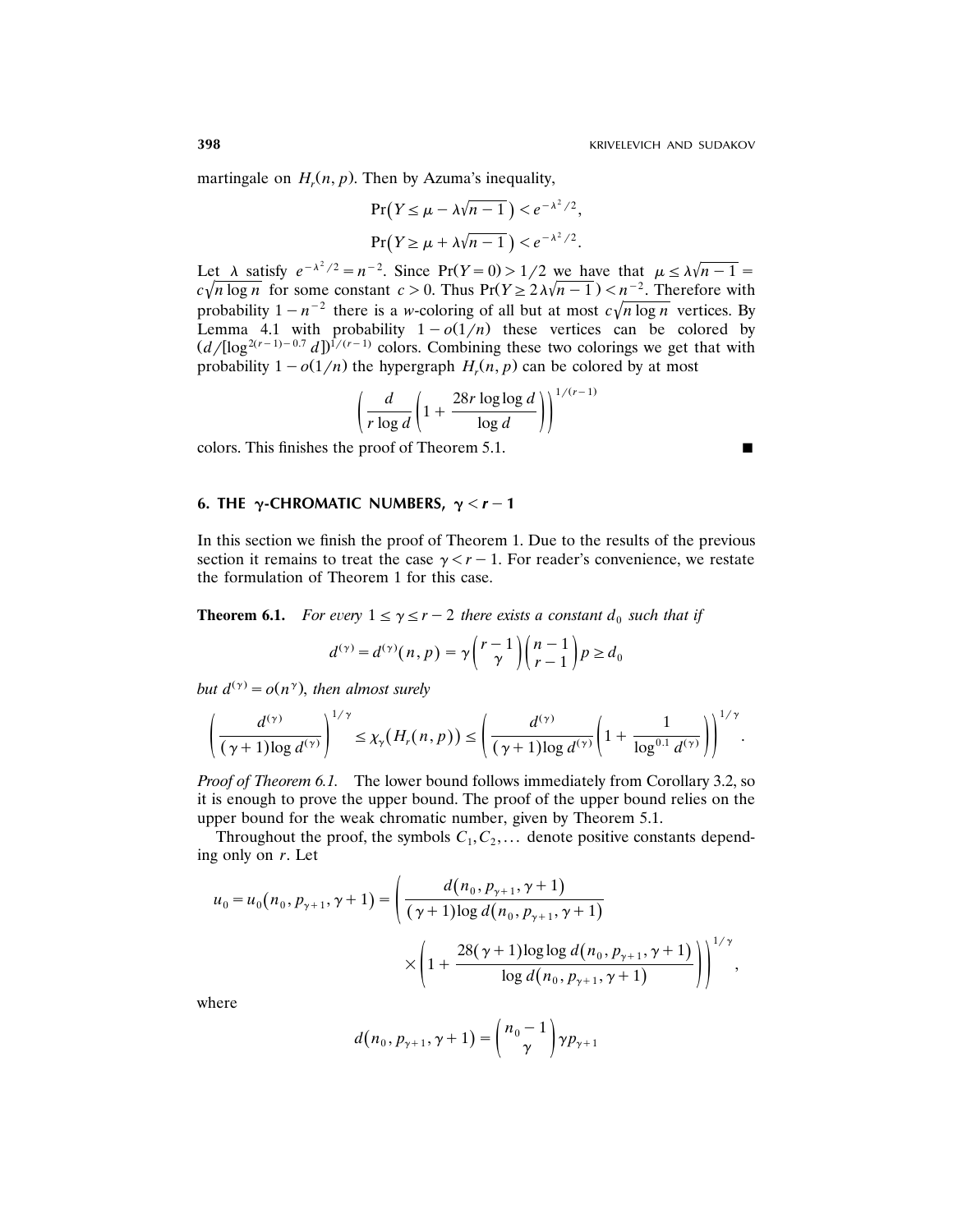martingale on $H_r(n, p)$. Then by Azuma's inequality,

$$\Pr\left(Y \le \mu - \lambda\sqrt{n-1}\right) < e^{-\lambda^2/2},$$

$$\Pr\left(Y \ge \mu + \lambda\sqrt{n-1}\right) < e^{-\lambda^2/2}.$$

Let $\lambda$ satisfy $e^{-\lambda^2/2} = n^{-2}$. Since $\Pr(Y=0) > 1/2$ we have that $\mu \le \lambda\sqrt{n-1} = c\sqrt{n \log n}$ for some constant $c > 0$. Thus $\Pr(Y \ge 2\lambda\sqrt{n-1}) < n^{-2}$. Therefore with probability $1 - n^{-2}$ there is a $w$-coloring of all but at most $c\sqrt{n \log n}$ vertices. By Lemma 4.1 with probability $1 - o(1/n)$ these vertices can be colored by $(d/[\log^{2(r-1)-0.7} d])^{1/(r-1)}$ colors. Combining these two colorings we get that with probability $1 - o(1/n)$ the hypergraph $H_r(n, p)$ can be colored by at most

$$\left(\frac{d}{r \log d}\left(1 + \frac{28r \log\log d}{\log d}\right)\right)^{1/(r-1)}$$

colors. This finishes the proof of Theorem 5.1. ■

## 6. THE $\gamma$-CHROMATIC NUMBERS, $\gamma < r-1$

In this section we finish the proof of Theorem 1. Due to the results of the previous section it remains to treat the case $\gamma < r-1$. For reader's convenience, we restate the formulation of Theorem 1 for this case.

**Theorem 6.1.** *For every $1 \le \gamma \le r-2$ there exists a constant $d_0$ such that if*

$$d^{(\gamma)} = d^{(\gamma)}(n, p) = \gamma \binom{r-1}{\gamma} \binom{n-1}{r-1} p \ge d_0$$

*but $d^{(\gamma)} = o(n^\gamma)$, then almost surely*

$$\left(\frac{d^{(\gamma)}}{(\gamma+1)\log d^{(\gamma)}}\right)^{1/\gamma} \le \chi_\gamma(H_r(n, p)) \le \left(\frac{d^{(\gamma)}}{(\gamma+1)\log d^{(\gamma)}}\left(1 + \frac{1}{\log^{0.1} d^{(\gamma)}}\right)\right)^{1/\gamma}.$$

*Proof of Theorem 6.1.* The lower bound follows immediately from Corollary 3.2, so it is enough to prove the upper bound. The proof of the upper bound relies on the upper bound for the weak chromatic number, given by Theorem 5.1.

Throughout the proof, the symbols $C_1, C_2, \dots$ denote positive constants depending only on $r$. Let

$$u_0 = u_0(n_0, p_{\gamma+1}, \gamma+1) = \left(\frac{d(n_0, p_{\gamma+1}, \gamma+1)}{(\gamma+1)\log d(n_0, p_{\gamma+1}, \gamma+1)} \times \left(1 + \frac{28(\gamma+1)\log\log d(n_0, p_{\gamma+1}, \gamma+1)}{\log d(n_0, p_{\gamma+1}, \gamma+1)}\right)\right)^{1/\gamma},$$

where

$$d(n_0, p_{\gamma+1}, \gamma+1) = \binom{n_0 - 1}{\gamma} \gamma p_{\gamma+1}$$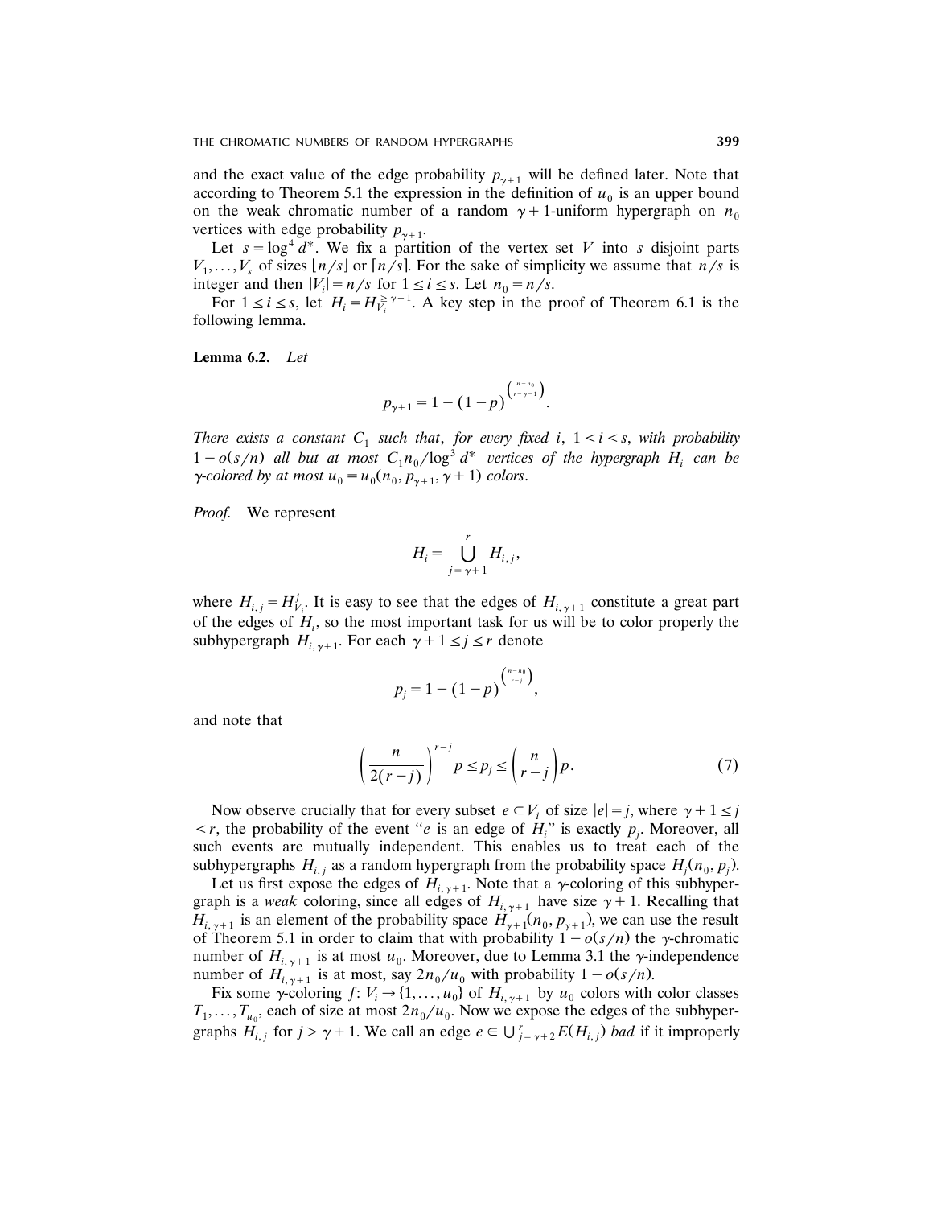and the exact value of the edge probability $p_{\gamma+1}$ will be defined later. Note that according to Theorem 5.1 the expression in the definition of $u_0$ is an upper bound on the weak chromatic number of a random $\gamma+1$-uniform hypergraph on $n_0$ vertices with edge probability $p_{\gamma+1}$.

Let $s = \log^4 d^*$. We fix a partition of the vertex set $V$ into $s$ disjoint parts $V_1, \dots, V_s$ of sizes $\lfloor n/s \rfloor$ or $\lceil n/s \rceil$. For the sake of simplicity we assume that $n/s$ is integer and then $|V_i| = n/s$ for $1 \le i \le s$. Let $n_0 = n/s$.

For $1 \le i \le s$, let $H_i = H_{V_i}^{\ge \gamma+1}$. A key step in the proof of Theorem 6.1 is the following lemma.

**Lemma 6.2.** *Let*

$$p_{\gamma+1} = 1 - (1-p)^{\binom{n-n_0}{r-\gamma-1}}.$$

*There exists a constant $C_1$ such that, for every fixed $i$, $1 \le i \le s$, with probability $1 - o(s/n)$ all but at most $C_1 n_0 / \log^3 d^*$ vertices of the hypergraph $H_i$ can be $\gamma$-colored by at most $u_0 = u_0(n_0, p_{\gamma+1}, \gamma+1)$ colors.*

*Proof.* We represent

$$H_i = \bigcup_{j=\gamma+1}^{r} H_{i,j},$$

where $H_{i,j} = H_{V_i}^j$. It is easy to see that the edges of $H_{i,\gamma+1}$ constitute a great part of the edges of $H_i$, so the most important task for us will be to color properly the subhypergraph $H_{i,\gamma+1}$. For each $\gamma+1 \le j \le r$ denote

$$p_j = 1 - (1-p)^{\binom{n-n_0}{r-j}},$$

and note that

$$\left(\frac{n}{2(r-j)}\right)^{r-j} p \le p_j \le \binom{n}{r-j} p. \tag{7}$$

Now observe crucially that for every subset $e \subset V_i$ of size $|e| = j$, where $\gamma+1 \le j \le r$, the probability of the event "$e$ is an edge of $H_i$" is exactly $p_j$. Moreover, all such events are mutually independent. This enables us to treat each of the subhypergraphs $H_{i,j}$ as a random hypergraph from the probability space $H_j(n_0, p_j)$.

Let us first expose the edges of $H_{i,\gamma+1}$. Note that a $\gamma$-coloring of this subhypergraph is a *weak* coloring, since all edges of $H_{i,\gamma+1}$ have size $\gamma+1$. Recalling that $H_{i,\gamma+1}$ is an element of the probability space $H_{\gamma+1}(n_0, p_{\gamma+1})$, we can use the result of Theorem 5.1 in order to claim that with probability $1 - o(s/n)$ the $\gamma$-chromatic number of $H_{i,\gamma+1}$ is at most $u_0$. Moreover, due to Lemma 3.1 the $\gamma$-independence number of $H_{i,\gamma+1}$ is at most, say $2n_0/u_0$ with probability $1 - o(s/n)$.

Fix some $\gamma$-coloring $f: V_i \to \{1, \dots, u_0\}$ of $H_{i,\gamma+1}$ by $u_0$ colors with color classes $T_1, \dots, T_{u_0}$, each of size at most $2n_0/u_0$. Now we expose the edges of the subhypergraphs $H_{i,j}$ for $j > \gamma+1$. We call an edge $e \in \bigcup_{j=\gamma+2}^{r} E(H_{i,j})$ *bad* if it improperly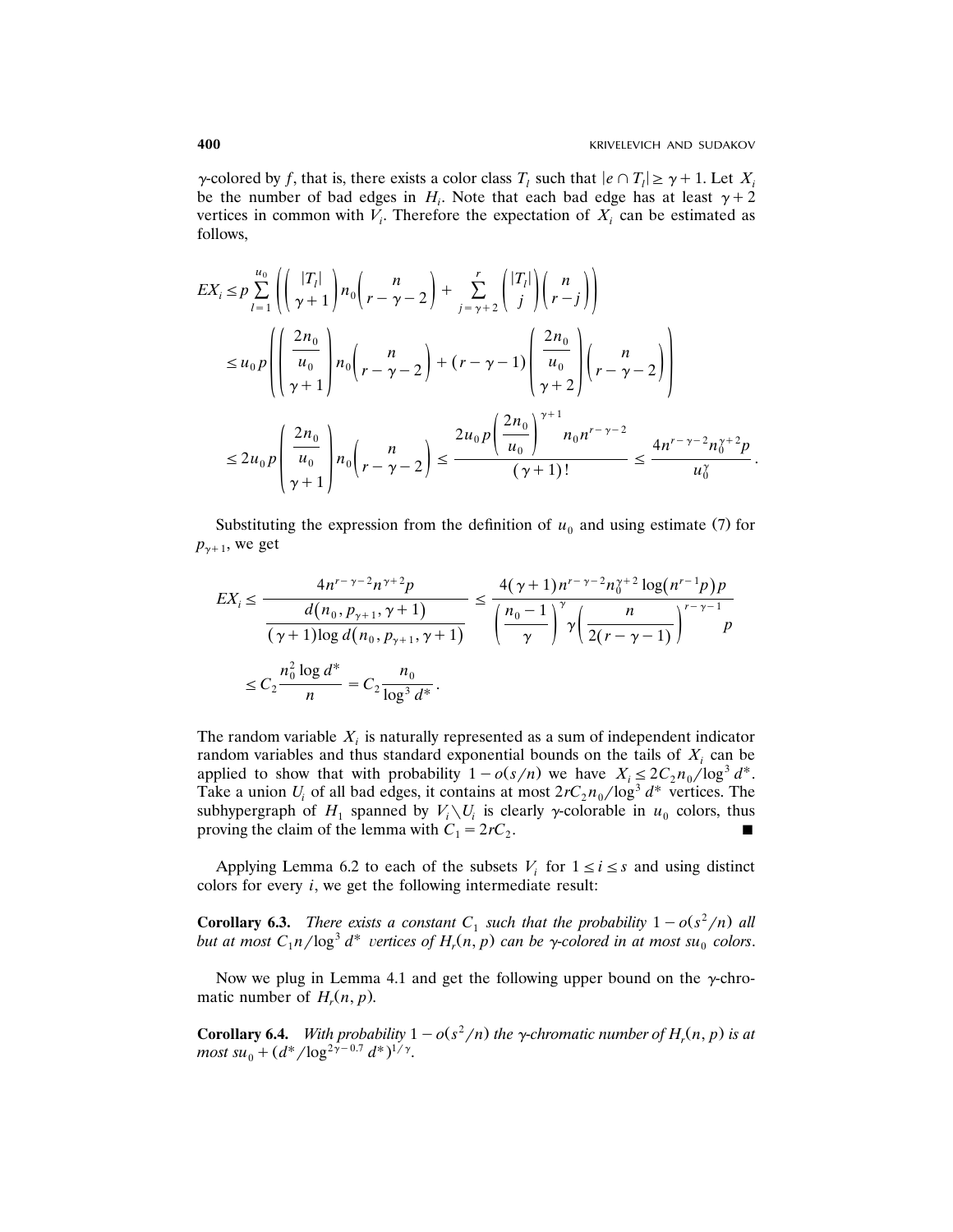$\gamma$-colored by $f$, that is, there exists a color class $T_l$ such that $|e \cap T_l| \geq \gamma + 1$. Let $X_i$ be the number of bad edges in $H_i$. Note that each bad edge has at least $\gamma + 2$ vertices in common with $V_i$. Therefore the expectation of $X_i$ can be estimated as follows,

$$
\begin{aligned}
EX_i &\leq p \sum_{l=1}^{u_0} \left( \binom{|T_l|}{\gamma+1} n_0 \binom{n}{r-\gamma-2} + \sum_{j=\gamma+2}^{r} \binom{|T_l|}{j} \binom{n}{r-j} \right) \\
&\leq u_0 p \left( \binom{\frac{2n_0}{u_0}}{\gamma+1} n_0 \binom{n}{r-\gamma-2} + (r-\gamma-1) \binom{\frac{2n_0}{u_0}}{\gamma+2} \binom{n}{r-\gamma-2} \right) \\
&\leq 2u_0 p \binom{\frac{2n_0}{u_0}}{\gamma+1} n_0 \binom{n}{r-\gamma-2} \leq \frac{2u_0 p \left( \frac{2n_0}{u_0} \right)^{\gamma+1} n_0 n^{r-\gamma-2}}{(\gamma+1)!} \leq \frac{4n^{r-\gamma-2} n_0^{\gamma+2} p}{u_0^{\gamma}}.
\end{aligned}
$$

Substituting the expression from the definition of $u_0$ and using estimate (7) for $p_{\gamma+1}$, we get

$$
\begin{aligned}
EX_i &\leq \frac{4n^{r-\gamma-2} n^{\gamma+2} p}{\dfrac{d(n_0, p_{\gamma+1}, \gamma+1)}{(\gamma+1)\log d(n_0, p_{\gamma+1}, \gamma+1)}} \leq \frac{4(\gamma+1) n^{r-\gamma-2} n_0^{\gamma+2} \log(n^{r-1}p) p}{\left( \dfrac{n_0 - 1}{\gamma} \right)^{\gamma} \gamma \left( \dfrac{n}{2(r-\gamma-1)} \right)^{r-\gamma-1} p} \\
&\leq C_2 \frac{n_0^2 \log d^*}{n} = C_2 \frac{n_0}{\log^3 d^*}.
\end{aligned}
$$

The random variable $X_i$ is naturally represented as a sum of independent indicator random variables and thus standard exponential bounds on the tails of $X_i$ can be applied to show that with probability $1 - o(s/n)$ we have $X_i \leq 2C_2 n_0 / \log^3 d^*$. Take a union $U_i$ of all bad edges, it contains at most $2rC_2 n_0 / \log^3 d^*$ vertices. The subhypergraph of $H_1$ spanned by $V_i \setminus U_i$ is clearly $\gamma$-colorable in $u_0$ colors, thus proving the claim of the lemma with $C_1 = 2rC_2$. ∎

Applying Lemma 6.2 to each of the subsets $V_i$ for $1 \leq i \leq s$ and using distinct colors for every $i$, we get the following intermediate result:

**Corollary 6.3.** *There exists a constant $C_1$ such that the probability $1 - o(s^2/n)$ all but at most $C_1 n / \log^3 d^*$ vertices of $H_r(n, p)$ can be $\gamma$-colored in at most $su_0$ colors.*

Now we plug in Lemma 4.1 and get the following upper bound on the $\gamma$-chromatic number of $H_r(n, p)$.

**Corollary 6.4.** *With probability $1 - o(s^2/n)$ the $\gamma$-chromatic number of $H_r(n, p)$ is at most $su_0 + (d^* / \log^{2\gamma - 0.7} d^*)^{1/\gamma}$.*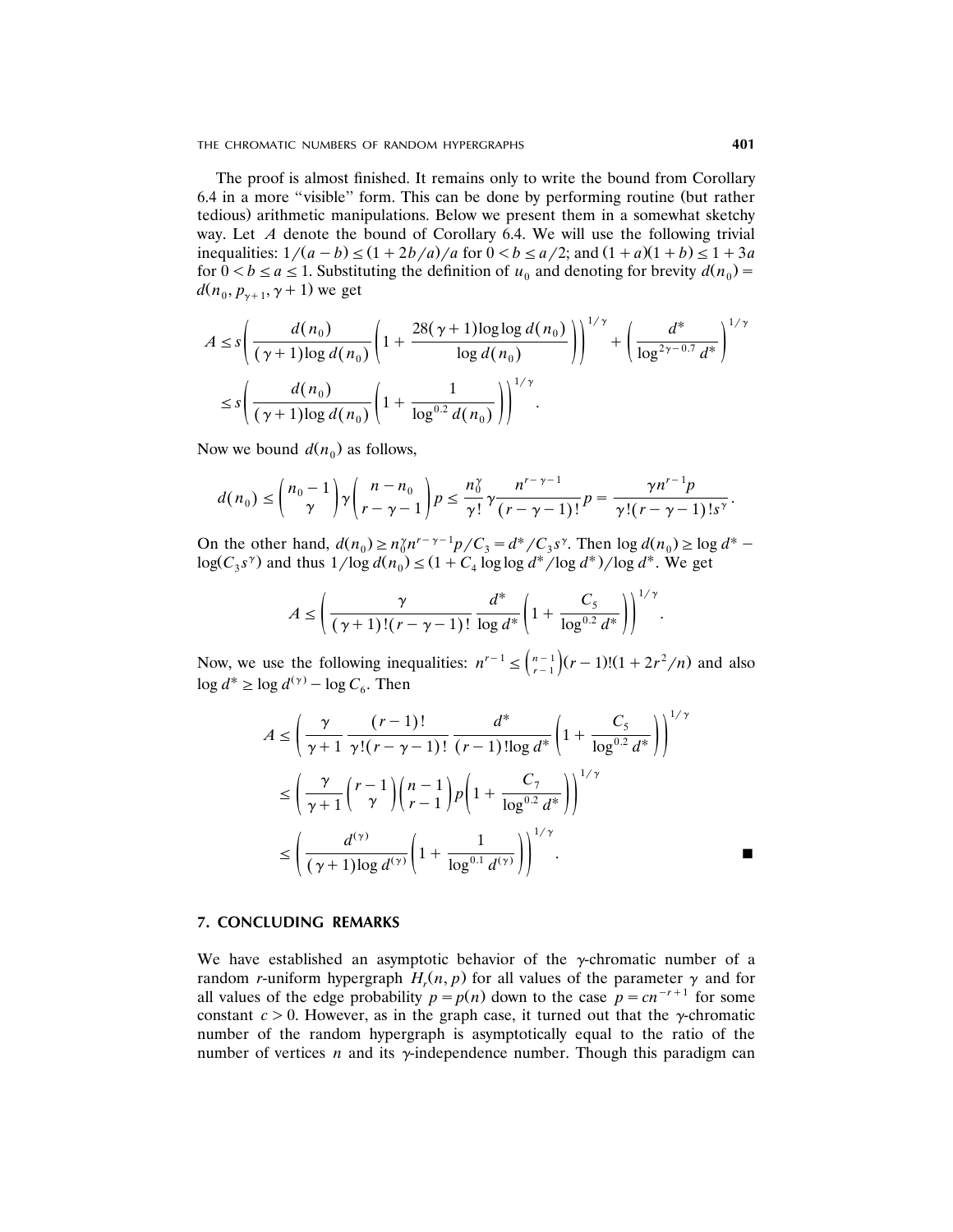The proof is almost finished. It remains only to write the bound from Corollary 6.4 in a more "visible" form. This can be done by performing routine (but rather tedious) arithmetic manipulations. Below we present them in a somewhat sketchy way. Let $A$ denote the bound of Corollary 6.4. We will use the following trivial inequalities: $1/(a-b) \le (1+2b/a)/a$ for $0 < b \le a/2$; and $(1+a)(1+b) \le 1+3a$ for $0 < b \le a \le 1$. Substituting the definition of $u_0$ and denoting for brevity $d(n_0) = d(n_0, p_{\gamma+1}, \gamma+1)$ we get

$$A \le s\left(\frac{d(n_0)}{(\gamma+1)\log d(n_0)}\left(1+\frac{28(\gamma+1)\log\log d(n_0)}{\log d(n_0)}\right)\right)^{1/\gamma} + \left(\frac{d^*}{\log^{2\gamma-0.7} d^*}\right)^{1/\gamma}$$
$$\le s\left(\frac{d(n_0)}{(\gamma+1)\log d(n_0)}\left(1+\frac{1}{\log^{0.2} d(n_0)}\right)\right)^{1/\gamma}.$$

Now we bound $d(n_0)$ as follows,

$$d(n_0) \le \binom{n_0-1}{\gamma}\gamma\binom{n-n_0}{r-\gamma-1}p \le \frac{n_0^\gamma}{\gamma!}\gamma\frac{n^{r-\gamma-1}}{(r-\gamma-1)!}p = \frac{\gamma n^{r-1}p}{\gamma!(r-\gamma-1)!s^\gamma}.$$

On the other hand, $d(n_0) \ge n_0^\gamma n^{r-\gamma-1}p/C_3 = d^*/C_3 s^\gamma$. Then $\log d(n_0) \ge \log d^* - \log(C_3 s^\gamma)$ and thus $1/\log d(n_0) \le (1 + C_4 \log\log d^*/\log d^*)/\log d^*$. We get

$$A \le \left(\frac{\gamma}{(\gamma+1)!(r-\gamma-1)!}\frac{d^*}{\log d^*}\left(1+\frac{C_5}{\log^{0.2} d^*}\right)\right)^{1/\gamma}.$$

Now, we use the following inequalities: $n^{r-1} \le \binom{n-1}{r-1}(r-1)!(1+2r^2/n)$ and also $\log d^* \ge \log d^{(\gamma)} - \log C_6$. Then

$$A \le \left(\frac{\gamma}{\gamma+1}\frac{(r-1)!}{\gamma!(r-\gamma-1)!}\frac{d^*}{(r-1)!\log d^*}\left(1+\frac{C_5}{\log^{0.2} d^*}\right)\right)^{1/\gamma}$$
$$\le \left(\frac{\gamma}{\gamma+1}\binom{r-1}{\gamma}\binom{n-1}{r-1}p\left(1+\frac{C_7}{\log^{0.2} d^*}\right)\right)^{1/\gamma}$$
$$\le \left(\frac{d^{(\gamma)}}{(\gamma+1)\log d^{(\gamma)}}\left(1+\frac{1}{\log^{0.1} d^{(\gamma)}}\right)\right)^{1/\gamma}. \qquad \blacksquare$$

## 7. CONCLUDING REMARKS

We have established an asymptotic behavior of the $\gamma$-chromatic number of a random $r$-uniform hypergraph $H_r(n, p)$ for all values of the parameter $\gamma$ and for all values of the edge probability $p = p(n)$ down to the case $p = cn^{-r+1}$ for some constant $c > 0$. However, as in the graph case, it turned out that the $\gamma$-chromatic number of the random hypergraph is asymptotically equal to the ratio of the number of vertices $n$ and its $\gamma$-independence number. Though this paradigm can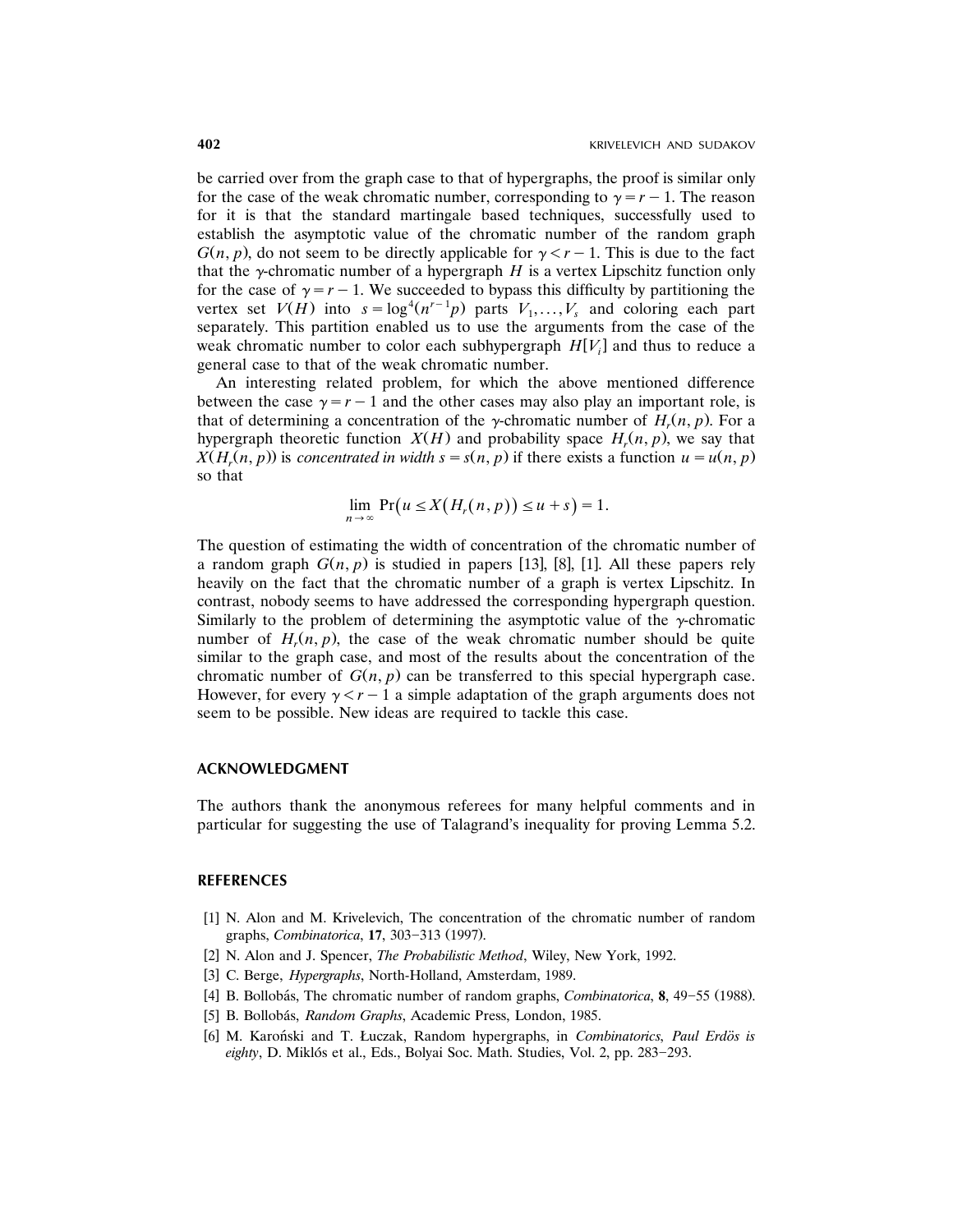be carried over from the graph case to that of hypergraphs, the proof is similar only for the case of the weak chromatic number, corresponding to $\gamma = r - 1$. The reason for it is that the standard martingale based techniques, successfully used to establish the asymptotic value of the chromatic number of the random graph $G(n, p)$, do not seem to be directly applicable for $\gamma < r - 1$. This is due to the fact that the $\gamma$-chromatic number of a hypergraph $H$ is a vertex Lipschitz function only for the case of $\gamma = r - 1$. We succeeded to bypass this difficulty by partitioning the vertex set $V(H)$ into $s = \log^4(n^{r-1}p)$ parts $V_1, \dots, V_s$ and coloring each part separately. This partition enabled us to use the arguments from the case of the weak chromatic number to color each subhypergraph $H[V_i]$ and thus to reduce a general case to that of the weak chromatic number.

An interesting related problem, for which the above mentioned difference between the case $\gamma = r - 1$ and the other cases may also play an important role, is that of determining a concentration of the $\gamma$-chromatic number of $H_r(n, p)$. For a hypergraph theoretic function $X(H)$ and probability space $H_r(n, p)$, we say that $X(H_r(n, p))$ is *concentrated in width* $s = s(n, p)$ if there exists a function $u = u(n, p)$ so that

$$\lim_{n \to \infty} \Pr\big(u \le X\big(H_r(n, p)\big) \le u + s\big) = 1.$$

The question of estimating the width of concentration of the chromatic number of a random graph $G(n, p)$ is studied in papers [13], [8], [1]. All these papers rely heavily on the fact that the chromatic number of a graph is vertex Lipschitz. In contrast, nobody seems to have addressed the corresponding hypergraph question. Similarly to the problem of determining the asymptotic value of the $\gamma$-chromatic number of $H_r(n, p)$, the case of the weak chromatic number should be quite similar to the graph case, and most of the results about the concentration of the chromatic number of $G(n, p)$ can be transferred to this special hypergraph case. However, for every $\gamma < r - 1$ a simple adaptation of the graph arguments does not seem to be possible. New ideas are required to tackle this case.

## ACKNOWLEDGMENT

The authors thank the anonymous referees for many helpful comments and in particular for suggesting the use of Talagrand's inequality for proving Lemma 5.2.

## REFERENCES

[1] N. Alon and M. Krivelevich, The concentration of the chromatic number of random graphs, *Combinatorica*, **17**, 303–313 (1997).

[2] N. Alon and J. Spencer, *The Probabilistic Method*, Wiley, New York, 1992.

[3] C. Berge, *Hypergraphs*, North-Holland, Amsterdam, 1989.

[4] B. Bollobás, The chromatic number of random graphs, *Combinatorica*, **8**, 49–55 (1988).

[5] B. Bollobás, *Random Graphs*, Academic Press, London, 1985.

[6] M. Karoński and T. Łuczak, Random hypergraphs, in *Combinatorics, Paul Erdös is eighty*, D. Miklós et al., Eds., Bolyai Soc. Math. Studies, Vol. 2, pp. 283–293.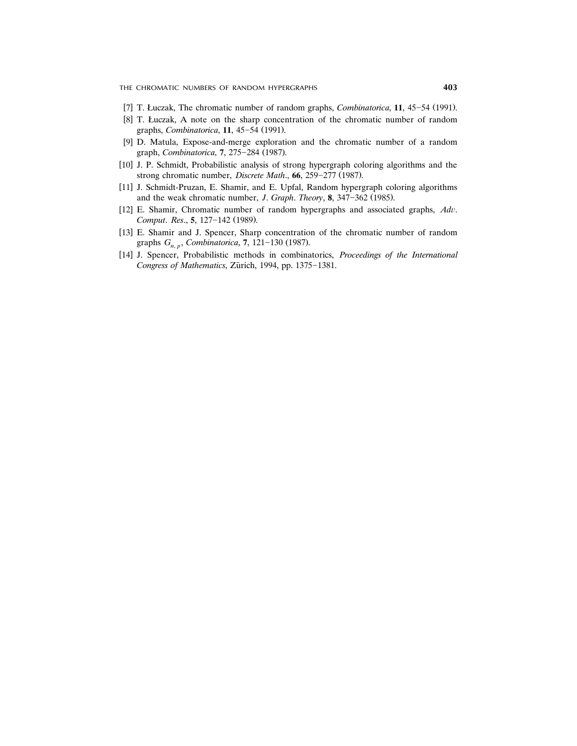[7] T. Łuczak, The chromatic number of random graphs, *Combinatorica*, **11**, 45–54 (1991).

[8] T. Łuczak, A note on the sharp concentration of the chromatic number of random graphs, *Combinatorica*, **11**, 45–54 (1991).

[9] D. Matula, Expose-and-merge exploration and the chromatic number of a random graph, *Combinatorica*, **7**, 275–284 (1987).

[10] J. P. Schmidt, Probabilistic analysis of strong hypergraph coloring algorithms and the strong chromatic number, *Discrete Math*., **66**, 259–277 (1987).

[11] J. Schmidt-Pruzan, E. Shamir, and E. Upfal, Random hypergraph coloring algorithms and the weak chromatic number, *J*. *Graph*. *Theory*, **8**, 347–362 (1985).

[12] E. Shamir, Chromatic number of random hypergraphs and associated graphs, *Adv*. *Comput*. *Res*., **5**, 127–142 (1989).

[13] E. Shamir and J. Spencer, Sharp concentration of the chromatic number of random graphs $G_{n,p}$, *Combinatorica*, **7**, 121–130 (1987).

[14] J. Spencer, Probabilistic methods in combinatorics, *Proceedings of the International Congress of Mathematics*, Zürich, 1994, pp. 1375–1381.